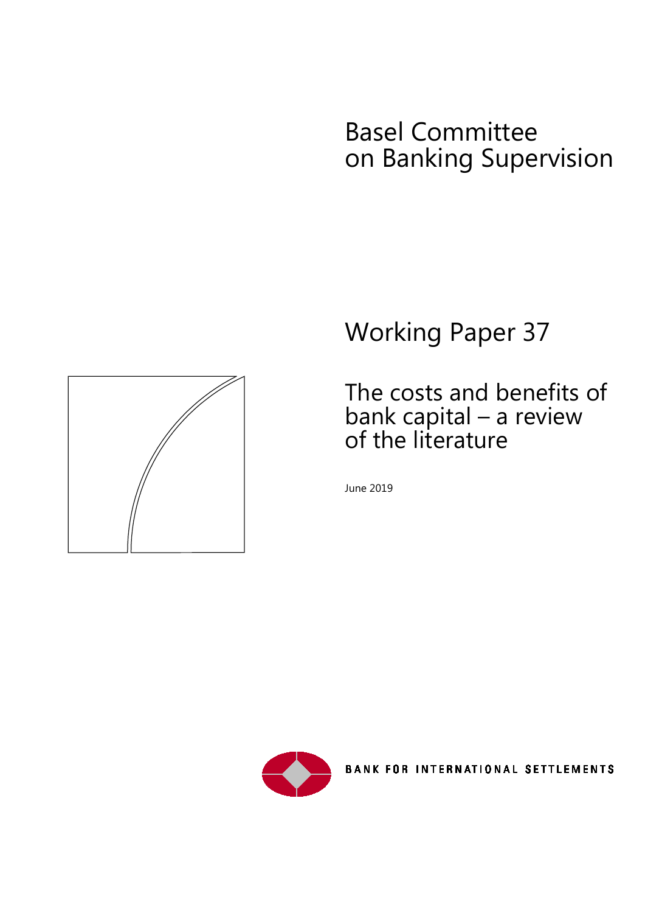Basel Committee
on Banking Supervision

# Working Paper 37

## The costs and benefits of bank capital – a review of the literature

June 2019

BANK FOR INTERNATIONAL SETTLEMENTS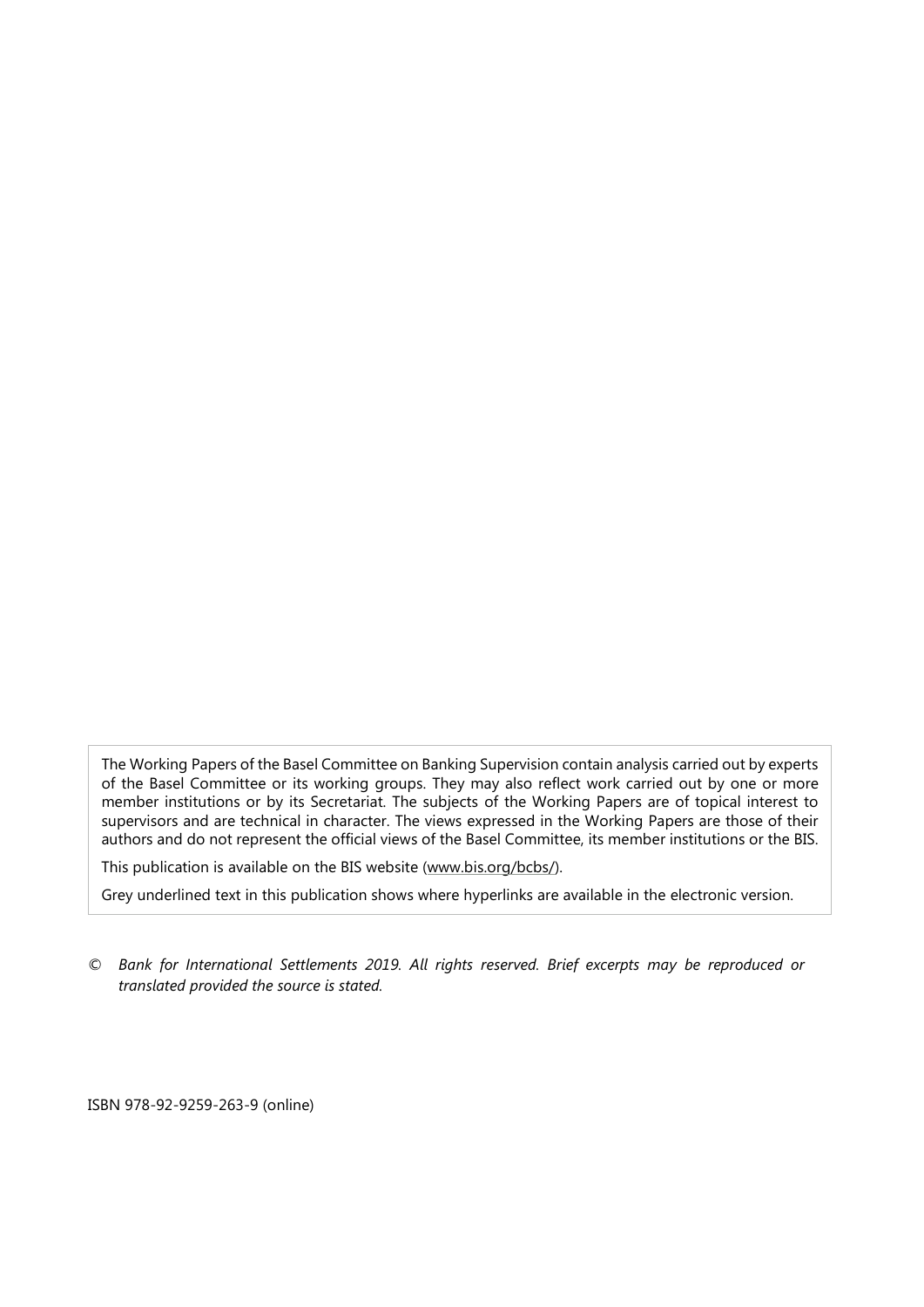The Working Papers of the Basel Committee on Banking Supervision contain analysis carried out by experts of the Basel Committee or its working groups. They may also reflect work carried out by one or more member institutions or by its Secretariat. The subjects of the Working Papers are of topical interest to supervisors and are technical in character. The views expressed in the Working Papers are those of their authors and do not represent the official views of the Basel Committee, its member institutions or the BIS.

This publication is available on the BIS website (www.bis.org/bcbs/).

Grey underlined text in this publication shows where hyperlinks are available in the electronic version.

© *Bank for International Settlements 2019. All rights reserved. Brief excerpts may be reproduced or translated provided the source is stated.*

ISBN 978-92-9259-263-9 (online)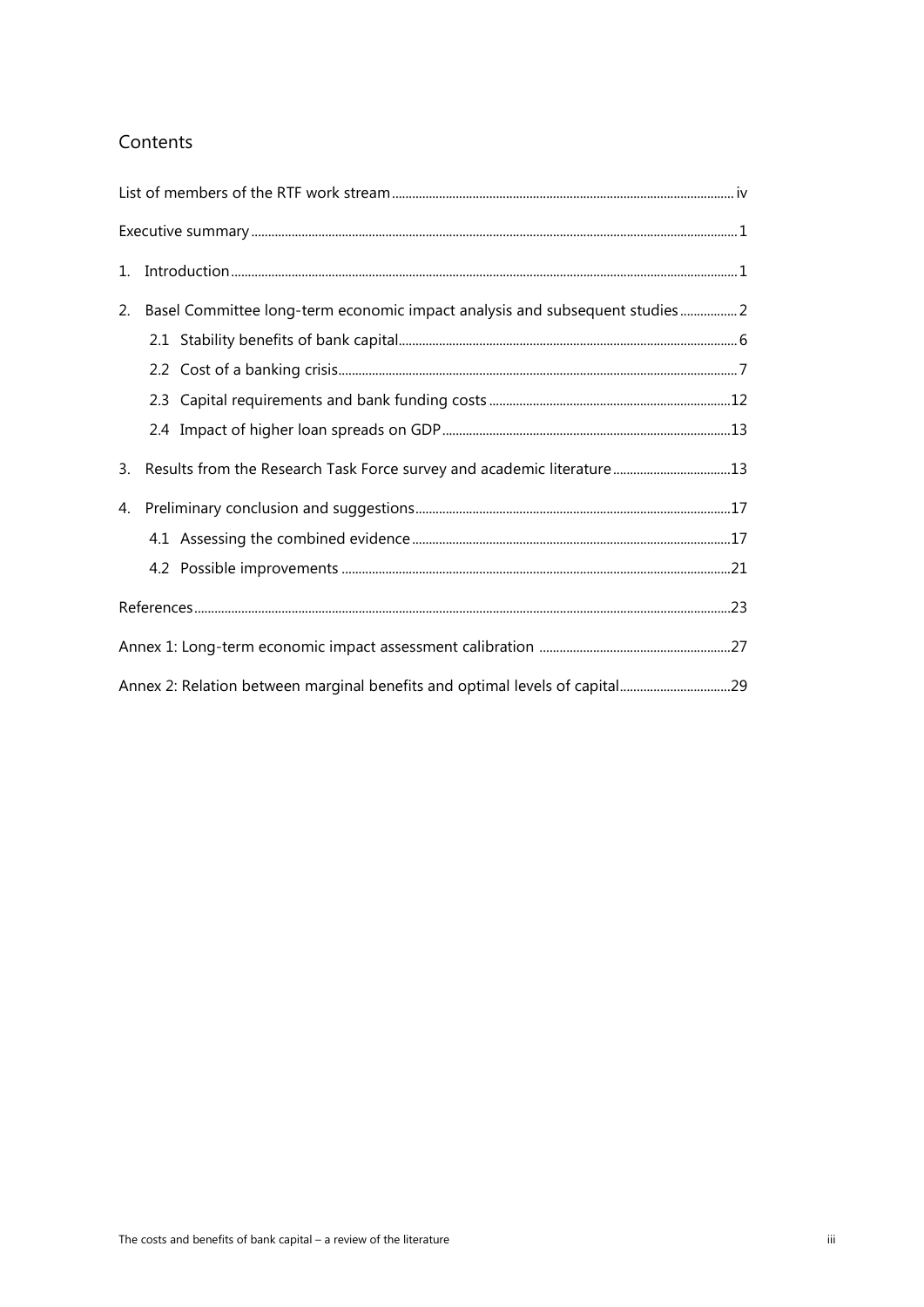## Contents

List of members of the RTF work stream ... iv

Executive summary ... 1

1. Introduction ... 1

2. Basel Committee long-term economic impact analysis and subsequent studies ... 2

   2.1 Stability benefits of bank capital ... 6

   2.2 Cost of a banking crisis ... 7

   2.3 Capital requirements and bank funding costs ... 12

   2.4 Impact of higher loan spreads on GDP ... 13

3. Results from the Research Task Force survey and academic literature ... 13

4. Preliminary conclusion and suggestions ... 17

   4.1 Assessing the combined evidence ... 17

   4.2 Possible improvements ... 21

References ... 23

Annex 1: Long-term economic impact assessment calibration ... 27

Annex 2: Relation between marginal benefits and optimal levels of capital ... 29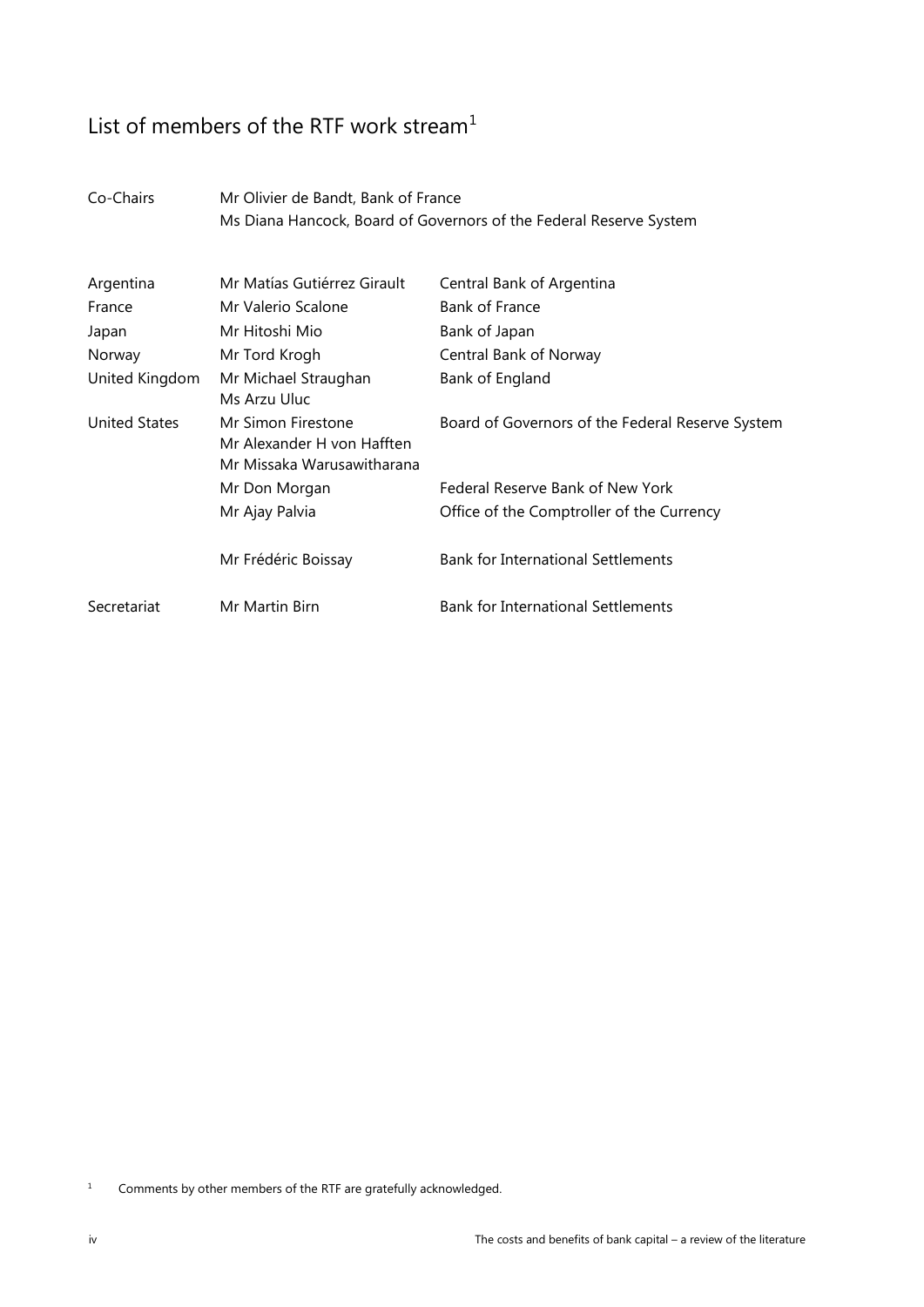## List of members of the RTF work stream[1]

| | | |
|---|---|---|
| Co-Chairs | Mr Olivier de Bandt, Bank of France | |
| | Ms Diana Hancock, Board of Governors of the Federal Reserve System | |
| | | |
| Argentina | Mr Matías Gutiérrez Girault | Central Bank of Argentina |
| France | Mr Valerio Scalone | Bank of France |
| Japan | Mr Hitoshi Mio | Bank of Japan |
| Norway | Mr Tord Krogh | Central Bank of Norway |
| United Kingdom | Mr Michael Straughan<br>Ms Arzu Uluc | Bank of England |
| United States | Mr Simon Firestone<br>Mr Alexander H von Hafften<br>Mr Missaka Warusawitharana | Board of Governors of the Federal Reserve System |
| | Mr Don Morgan | Federal Reserve Bank of New York |
| | Mr Ajay Palvia | Office of the Comptroller of the Currency |
| | | |
| | Mr Frédéric Boissay | Bank for International Settlements |
| | | |
| Secretariat | Mr Martin Birn | Bank for International Settlements |

[1] Comments by other members of the RTF are gratefully acknowledged.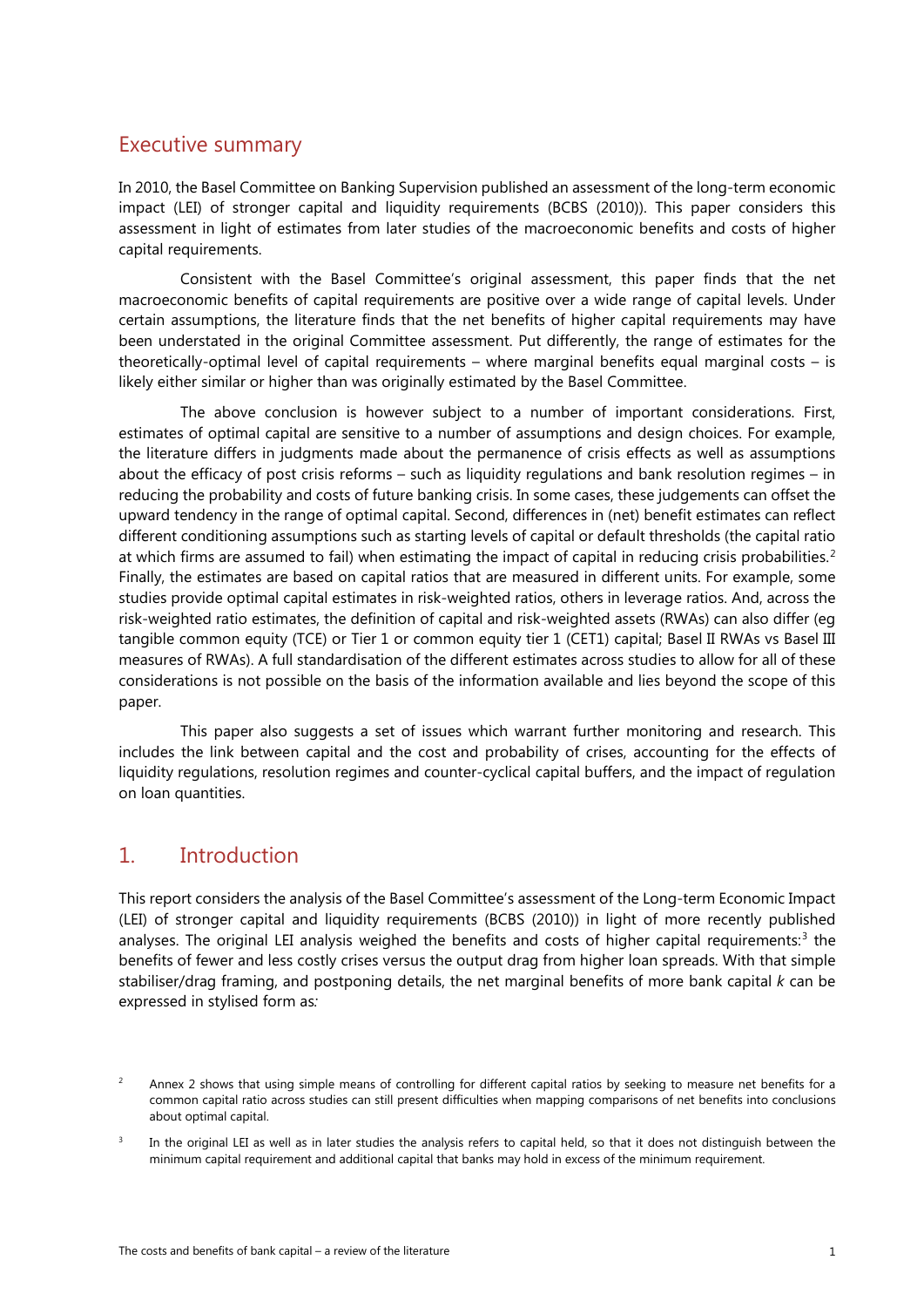## Executive summary

In 2010, the Basel Committee on Banking Supervision published an assessment of the long-term economic impact (LEI) of stronger capital and liquidity requirements (BCBS (2010)). This paper considers this assessment in light of estimates from later studies of the macroeconomic benefits and costs of higher capital requirements.

Consistent with the Basel Committee's original assessment, this paper finds that the net macroeconomic benefits of capital requirements are positive over a wide range of capital levels. Under certain assumptions, the literature finds that the net benefits of higher capital requirements may have been understated in the original Committee assessment. Put differently, the range of estimates for the theoretically-optimal level of capital requirements – where marginal benefits equal marginal costs – is likely either similar or higher than was originally estimated by the Basel Committee.

The above conclusion is however subject to a number of important considerations. First, estimates of optimal capital are sensitive to a number of assumptions and design choices. For example, the literature differs in judgments made about the permanence of crisis effects as well as assumptions about the efficacy of post crisis reforms – such as liquidity regulations and bank resolution regimes – in reducing the probability and costs of future banking crisis. In some cases, these judgements can offset the upward tendency in the range of optimal capital. Second, differences in (net) benefit estimates can reflect different conditioning assumptions such as starting levels of capital or default thresholds (the capital ratio at which firms are assumed to fail) when estimating the impact of capital in reducing crisis probabilities.[2] Finally, the estimates are based on capital ratios that are measured in different units. For example, some studies provide optimal capital estimates in risk-weighted ratios, others in leverage ratios. And, across the risk-weighted ratio estimates, the definition of capital and risk-weighted assets (RWAs) can also differ (eg tangible common equity (TCE) or Tier 1 or common equity tier 1 (CET1) capital; Basel II RWAs vs Basel III measures of RWAs). A full standardisation of the different estimates across studies to allow for all of these considerations is not possible on the basis of the information available and lies beyond the scope of this paper.

This paper also suggests a set of issues which warrant further monitoring and research. This includes the link between capital and the cost and probability of crises, accounting for the effects of liquidity regulations, resolution regimes and counter-cyclical capital buffers, and the impact of regulation on loan quantities.

## 1. Introduction

This report considers the analysis of the Basel Committee's assessment of the Long-term Economic Impact (LEI) of stronger capital and liquidity requirements (BCBS (2010)) in light of more recently published analyses. The original LEI analysis weighed the benefits and costs of higher capital requirements:[3] the benefits of fewer and less costly crises versus the output drag from higher loan spreads. With that simple stabiliser/drag framing, and postponing details, the net marginal benefits of more bank capital $k$ can be expressed in stylised form as:

---

[2] Annex 2 shows that using simple means of controlling for different capital ratios by seeking to measure net benefits for a common capital ratio across studies can still present difficulties when mapping comparisons of net benefits into conclusions about optimal capital.

[3] In the original LEI as well as in later studies the analysis refers to capital held, so that it does not distinguish between the minimum capital requirement and additional capital that banks may hold in excess of the minimum requirement.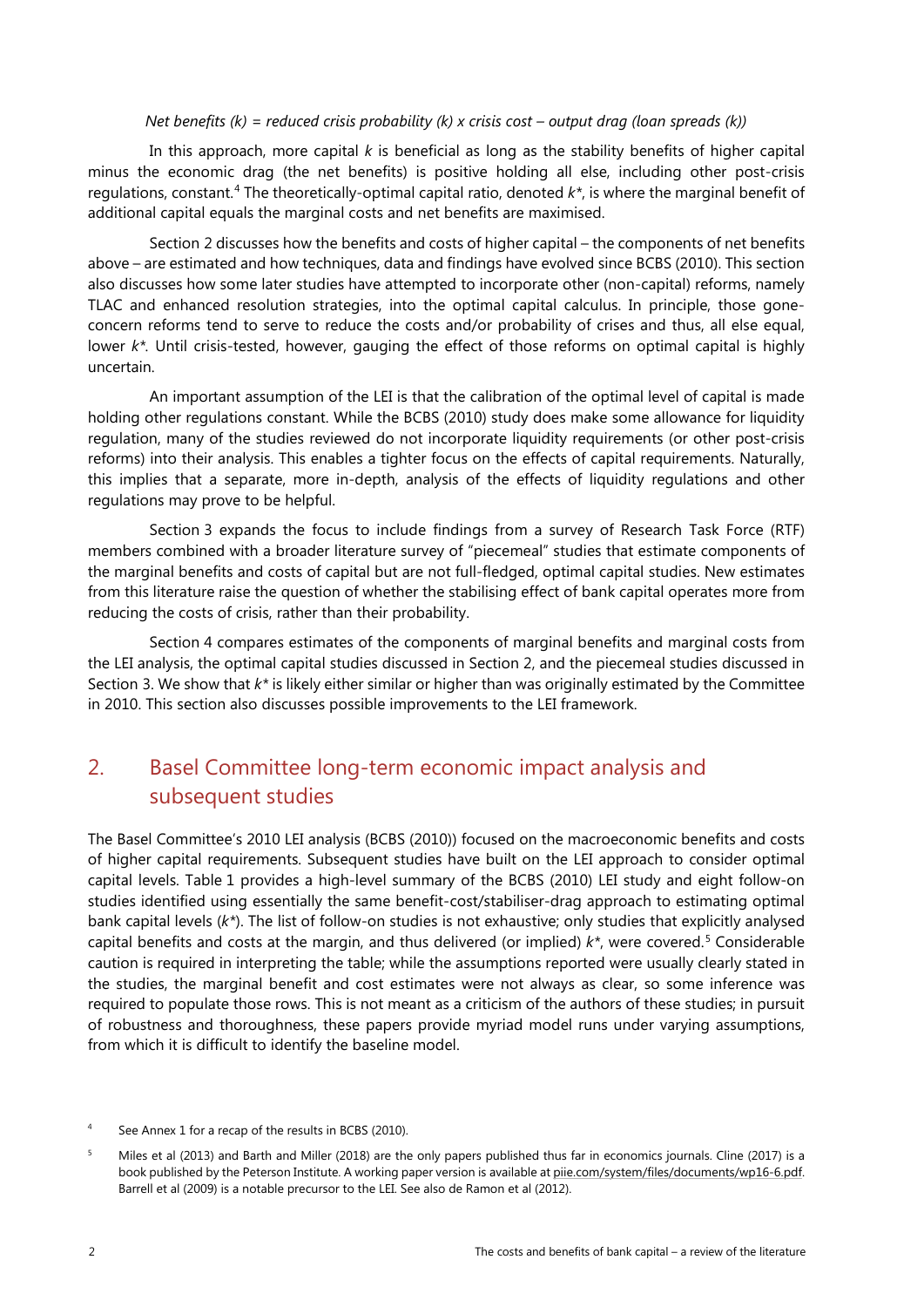*Net benefits (k) = reduced crisis probability (k) x crisis cost – output drag (loan spreads (k))*

In this approach, more capital *k* is beneficial as long as the stability benefits of higher capital minus the economic drag (the net benefits) is positive holding all else, including other post-crisis regulations, constant.[4] The theoretically-optimal capital ratio, denoted *k\**, is where the marginal benefit of additional capital equals the marginal costs and net benefits are maximised.

Section 2 discusses how the benefits and costs of higher capital – the components of net benefits above – are estimated and how techniques, data and findings have evolved since BCBS (2010). This section also discusses how some later studies have attempted to incorporate other (non-capital) reforms, namely TLAC and enhanced resolution strategies, into the optimal capital calculus. In principle, those gone-concern reforms tend to serve to reduce the costs and/or probability of crises and thus, all else equal, lower *k\**. Until crisis-tested, however, gauging the effect of those reforms on optimal capital is highly uncertain.

An important assumption of the LEI is that the calibration of the optimal level of capital is made holding other regulations constant. While the BCBS (2010) study does make some allowance for liquidity regulation, many of the studies reviewed do not incorporate liquidity requirements (or other post-crisis reforms) into their analysis. This enables a tighter focus on the effects of capital requirements. Naturally, this implies that a separate, more in-depth, analysis of the effects of liquidity regulations and other regulations may prove to be helpful.

Section 3 expands the focus to include findings from a survey of Research Task Force (RTF) members combined with a broader literature survey of "piecemeal" studies that estimate components of the marginal benefits and costs of capital but are not full-fledged, optimal capital studies. New estimates from this literature raise the question of whether the stabilising effect of bank capital operates more from reducing the costs of crisis, rather than their probability.

Section 4 compares estimates of the components of marginal benefits and marginal costs from the LEI analysis, the optimal capital studies discussed in Section 2, and the piecemeal studies discussed in Section 3. We show that *k\** is likely either similar or higher than was originally estimated by the Committee in 2010. This section also discusses possible improvements to the LEI framework.

## 2. Basel Committee long-term economic impact analysis and subsequent studies

The Basel Committee's 2010 LEI analysis (BCBS (2010)) focused on the macroeconomic benefits and costs of higher capital requirements. Subsequent studies have built on the LEI approach to consider optimal capital levels. Table 1 provides a high-level summary of the BCBS (2010) LEI study and eight follow-on studies identified using essentially the same benefit-cost/stabiliser-drag approach to estimating optimal bank capital levels (*k\**). The list of follow-on studies is not exhaustive; only studies that explicitly analysed capital benefits and costs at the margin, and thus delivered (or implied) *k\**, were covered.[5] Considerable caution is required in interpreting the table; while the assumptions reported were usually clearly stated in the studies, the marginal benefit and cost estimates were not always as clear, so some inference was required to populate those rows. This is not meant as a criticism of the authors of these studies; in pursuit of robustness and thoroughness, these papers provide myriad model runs under varying assumptions, from which it is difficult to identify the baseline model.

---

[4] See Annex 1 for a recap of the results in BCBS (2010).

[5] Miles et al (2013) and Barth and Miller (2018) are the only papers published thus far in economics journals. Cline (2017) is a book published by the Peterson Institute. A working paper version is available at piie.com/system/files/documents/wp16-6.pdf. Barrell et al (2009) is a notable precursor to the LEI. See also de Ramon et al (2012).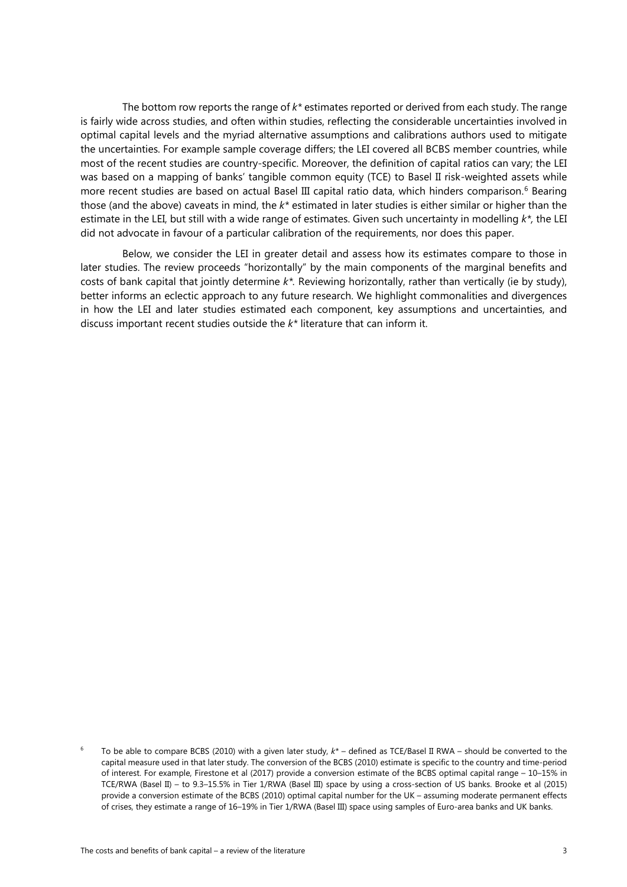The bottom row reports the range of $k^*$ estimates reported or derived from each study. The range is fairly wide across studies, and often within studies, reflecting the considerable uncertainties involved in optimal capital levels and the myriad alternative assumptions and calibrations authors used to mitigate the uncertainties. For example sample coverage differs; the LEI covered all BCBS member countries, while most of the recent studies are country-specific. Moreover, the definition of capital ratios can vary; the LEI was based on a mapping of banks' tangible common equity (TCE) to Basel II risk-weighted assets while more recent studies are based on actual Basel III capital ratio data, which hinders comparison.[6] Bearing those (and the above) caveats in mind, the $k^*$ estimated in later studies is either similar or higher than the estimate in the LEI, but still with a wide range of estimates. Given such uncertainty in modelling $k^*$, the LEI did not advocate in favour of a particular calibration of the requirements, nor does this paper.

Below, we consider the LEI in greater detail and assess how its estimates compare to those in later studies. The review proceeds "horizontally" by the main components of the marginal benefits and costs of bank capital that jointly determine $k^*$. Reviewing horizontally, rather than vertically (ie by study), better informs an eclectic approach to any future research. We highlight commonalities and divergences in how the LEI and later studies estimated each component, key assumptions and uncertainties, and discuss important recent studies outside the $k^*$ literature that can inform it.

[6] To be able to compare BCBS (2010) with a given later study, $k^*$ – defined as TCE/Basel II RWA – should be converted to the capital measure used in that later study. The conversion of the BCBS (2010) estimate is specific to the country and time-period of interest. For example, Firestone et al (2017) provide a conversion estimate of the BCBS optimal capital range – 10–15% in TCE/RWA (Basel II) – to 9.3–15.5% in Tier 1/RWA (Basel III) space by using a cross-section of US banks. Brooke et al (2015) provide a conversion estimate of the BCBS (2010) optimal capital number for the UK – assuming moderate permanent effects of crises, they estimate a range of 16–19% in Tier 1/RWA (Basel III) space using samples of Euro-area banks and UK banks.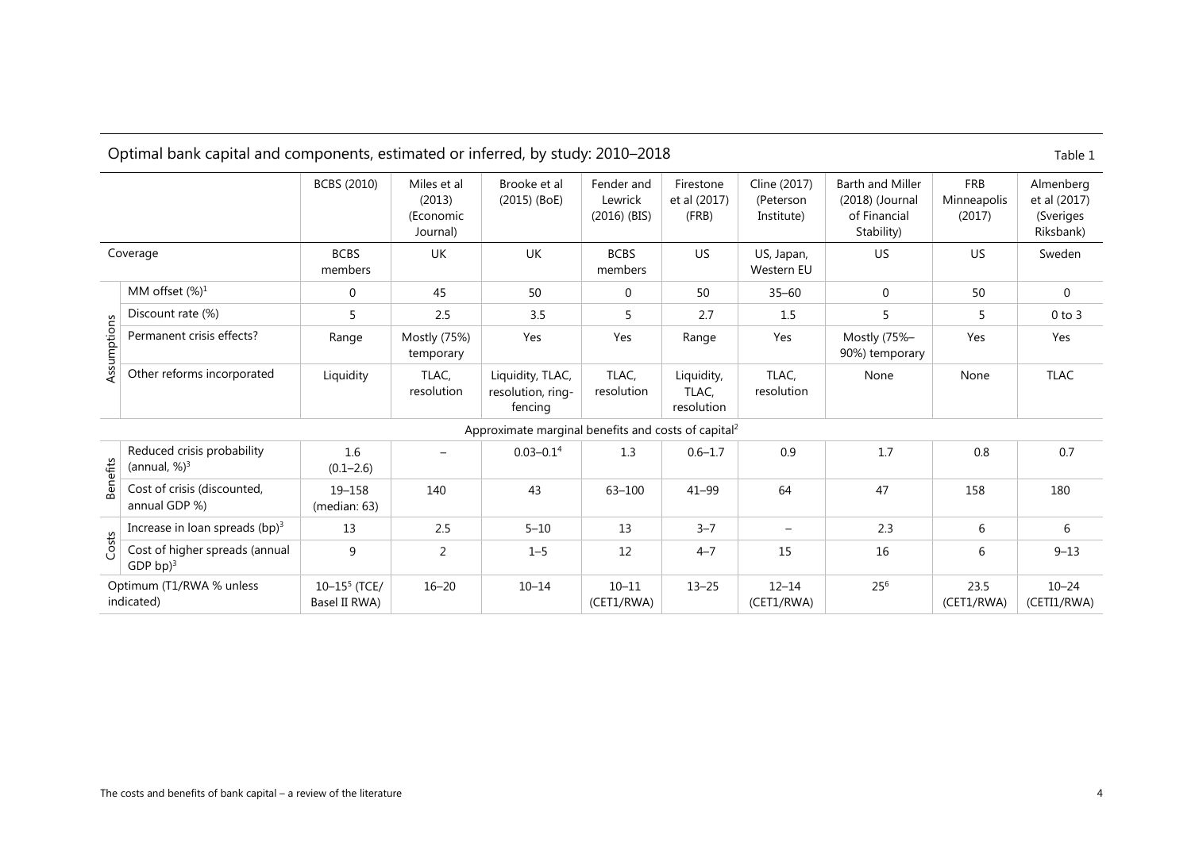Optimal bank capital and components, estimated or inferred, by study: 2010–2018

Table 1

| | | BCBS (2010) | Miles et al (2013) (Economic Journal) | Brooke et al (2015) (BoE) | Fender and Lewrick (2016) (BIS) | Firestone et al (2017) (FRB) | Cline (2017) (Peterson Institute) | Barth and Miller (2018) (Journal of Financial Stability) | FRB Minneapolis (2017) | Almenberg et al (2017) (Sveriges Riksbank) |
|---|---|---|---|---|---|---|---|---|---|---|
| Coverage | | BCBS members | UK | UK | BCBS members | US | US, Japan, Western EU | US | US | Sweden |
| Assumptions | MM offset (%)[1] | 0 | 45 | 50 | 0 | 50 | 35–60 | 0 | 50 | 0 |
| | Discount rate (%) | 5 | 2.5 | 3.5 | 5 | 2.7 | 1.5 | 5 | 5 | 0 to 3 |
| | Permanent crisis effects? | Range | Mostly (75%) temporary | Yes | Yes | Range | Yes | Mostly (75%–90%) temporary | Yes | Yes |
| | Other reforms incorporated | Liquidity | TLAC, resolution | Liquidity, TLAC, resolution, ring-fencing | TLAC, resolution | Liquidity, TLAC, resolution | TLAC, resolution | None | None | TLAC |
| Approximate marginal benefits and costs of capital[2] | | | | | | | | | | |
| Benefits | Reduced crisis probability (annual, %)[3] | 1.6 (0.1–2.6) | – | 0.03–0.1[4] | 1.3 | 0.6–1.7 | 0.9 | 1.7 | 0.8 | 0.7 |
| | Cost of crisis (discounted, annual GDP %) | 19–158 (median: 63) | 140 | 43 | 63–100 | 41–99 | 64 | 47 | 158 | 180 |
| Costs | Increase in loan spreads (bp)[3] | 13 | 2.5 | 5–10 | 13 | 3–7 | – | 2.3 | 6 | 6 |
| | Cost of higher spreads (annual GDP bp)[3] | 9 | 2 | 1–5 | 12 | 4–7 | 15 | 16 | 6 | 9–13 |
| Optimum (T1/RWA % unless indicated) | | 10–15[5] (TCE/ Basel II RWA) | 16–20 | 10–14 | 10–11 (CET1/RWA) | 13–25 | 12–14 (CET1/RWA) | 25[6] | 23.5 (CET1/RWA) | 10–24 (CETI1/RWA) |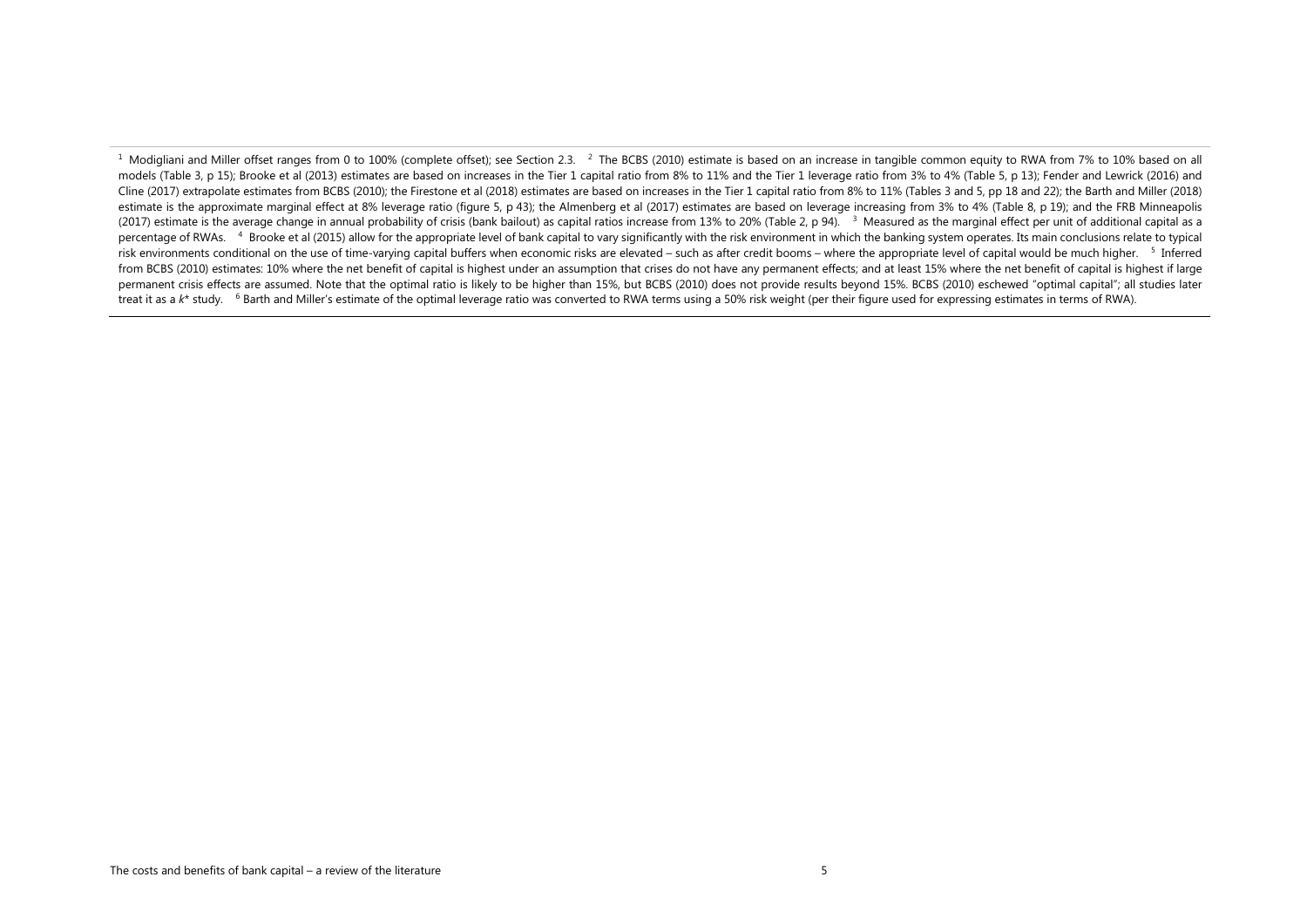[1] Modigliani and Miller offset ranges from 0 to 100% (complete offset); see Section 2.3. [2] The BCBS (2010) estimate is based on an increase in tangible common equity to RWA from 7% to 10% based on all models (Table 3, p 15); Brooke et al (2013) estimates are based on increases in the Tier 1 capital ratio from 8% to 11% and the Tier 1 leverage ratio from 3% to 4% (Table 5, p 13); Fender and Lewrick (2016) and Cline (2017) extrapolate estimates from BCBS (2010); the Firestone et al (2018) estimates are based on increases in the Tier 1 capital ratio from 8% to 11% (Tables 3 and 5, pp 18 and 22); the Barth and Miller (2018) estimate is the approximate marginal effect at 8% leverage ratio (figure 5, p 43); the Almenberg et al (2017) estimates are based on leverage increasing from 3% to 4% (Table 8, p 19); and the FRB Minneapolis (2017) estimate is the average change in annual probability of crisis (bank bailout) as capital ratios increase from 13% to 20% (Table 2, p 94). [3] Measured as the marginal effect per unit of additional capital as a percentage of RWAs. [4] Brooke et al (2015) allow for the appropriate level of bank capital to vary significantly with the risk environment in which the banking system operates. Its main conclusions relate to typical risk environments conditional on the use of time-varying capital buffers when economic risks are elevated – such as after credit booms – where the appropriate level of capital would be much higher. [5] Inferred from BCBS (2010) estimates: 10% where the net benefit of capital is highest under an assumption that crises do not have any permanent effects; and at least 15% where the net benefit of capital is highest if large permanent crisis effects are assumed. Note that the optimal ratio is likely to be higher than 15%, but BCBS (2010) does not provide results beyond 15%. BCBS (2010) eschewed "optimal capital"; all studies later treat it as a $k^*$ study. [6] Barth and Miller's estimate of the optimal leverage ratio was converted to RWA terms using a 50% risk weight (per their figure used for expressing estimates in terms of RWA).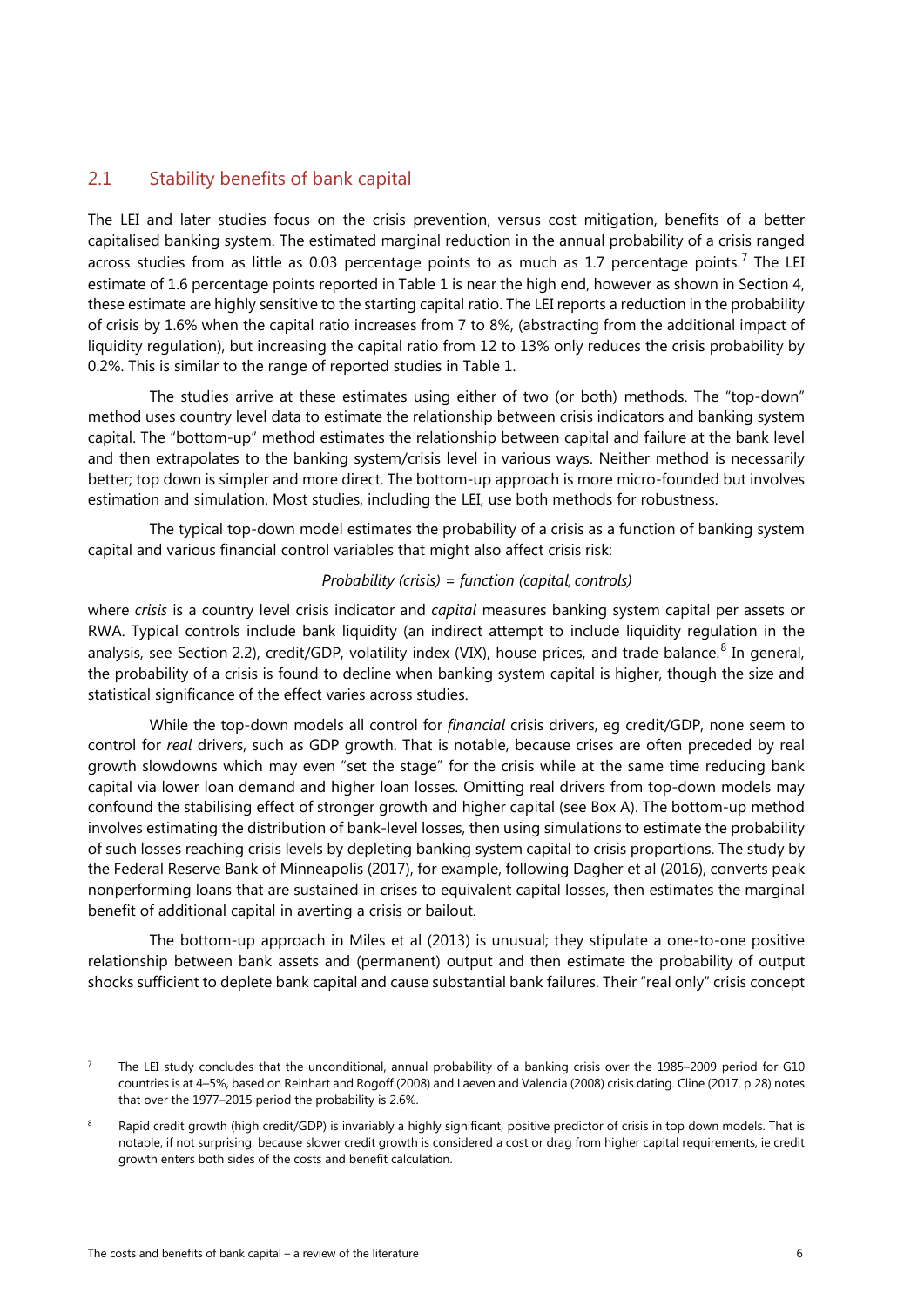## 2.1 Stability benefits of bank capital

The LEI and later studies focus on the crisis prevention, versus cost mitigation, benefits of a better capitalised banking system. The estimated marginal reduction in the annual probability of a crisis ranged across studies from as little as 0.03 percentage points to as much as 1.7 percentage points.[7] The LEI estimate of 1.6 percentage points reported in Table 1 is near the high end, however as shown in Section 4, these estimate are highly sensitive to the starting capital ratio. The LEI reports a reduction in the probability of crisis by 1.6% when the capital ratio increases from 7 to 8%, (abstracting from the additional impact of liquidity regulation), but increasing the capital ratio from 12 to 13% only reduces the crisis probability by 0.2%. This is similar to the range of reported studies in Table 1.

The studies arrive at these estimates using either of two (or both) methods. The "top-down" method uses country level data to estimate the relationship between crisis indicators and banking system capital. The "bottom-up" method estimates the relationship between capital and failure at the bank level and then extrapolates to the banking system/crisis level in various ways. Neither method is necessarily better; top down is simpler and more direct. The bottom-up approach is more micro-founded but involves estimation and simulation. Most studies, including the LEI, use both methods for robustness.

The typical top-down model estimates the probability of a crisis as a function of banking system capital and various financial control variables that might also affect crisis risk:

*Probability (crisis) = function (capital, controls)*

where *crisis* is a country level crisis indicator and *capital* measures banking system capital per assets or RWA. Typical controls include bank liquidity (an indirect attempt to include liquidity regulation in the analysis, see Section 2.2), credit/GDP, volatility index (VIX), house prices, and trade balance.[8] In general, the probability of a crisis is found to decline when banking system capital is higher, though the size and statistical significance of the effect varies across studies.

While the top-down models all control for *financial* crisis drivers, eg credit/GDP, none seem to control for *real* drivers, such as GDP growth. That is notable, because crises are often preceded by real growth slowdowns which may even "set the stage" for the crisis while at the same time reducing bank capital via lower loan demand and higher loan losses. Omitting real drivers from top-down models may confound the stabilising effect of stronger growth and higher capital (see Box A). The bottom-up method involves estimating the distribution of bank-level losses, then using simulations to estimate the probability of such losses reaching crisis levels by depleting banking system capital to crisis proportions. The study by the Federal Reserve Bank of Minneapolis (2017), for example, following Dagher et al (2016), converts peak nonperforming loans that are sustained in crises to equivalent capital losses, then estimates the marginal benefit of additional capital in averting a crisis or bailout.

The bottom-up approach in Miles et al (2013) is unusual; they stipulate a one-to-one positive relationship between bank assets and (permanent) output and then estimate the probability of output shocks sufficient to deplete bank capital and cause substantial bank failures. Their "real only" crisis concept

[7] The LEI study concludes that the unconditional, annual probability of a banking crisis over the 1985–2009 period for G10 countries is at 4–5%, based on Reinhart and Rogoff (2008) and Laeven and Valencia (2008) crisis dating. Cline (2017, p 28) notes that over the 1977–2015 period the probability is 2.6%.

[8] Rapid credit growth (high credit/GDP) is invariably a highly significant, positive predictor of crisis in top down models. That is notable, if not surprising, because slower credit growth is considered a cost or drag from higher capital requirements, ie credit growth enters both sides of the costs and benefit calculation.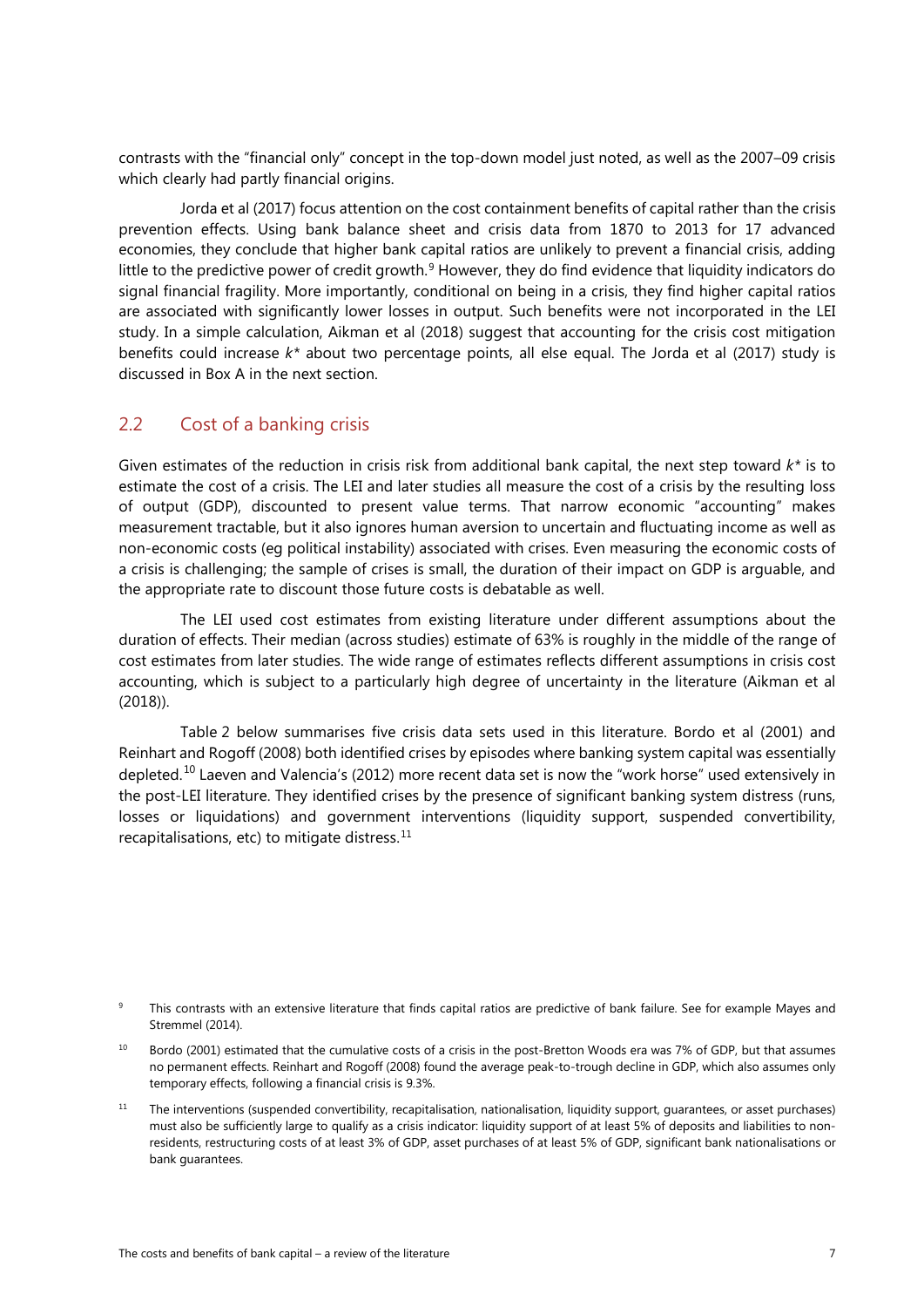contrasts with the "financial only" concept in the top-down model just noted, as well as the 2007–09 crisis which clearly had partly financial origins.

Jorda et al (2017) focus attention on the cost containment benefits of capital rather than the crisis prevention effects. Using bank balance sheet and crisis data from 1870 to 2013 for 17 advanced economies, they conclude that higher bank capital ratios are unlikely to prevent a financial crisis, adding little to the predictive power of credit growth.[9] However, they do find evidence that liquidity indicators do signal financial fragility. More importantly, conditional on being in a crisis, they find higher capital ratios are associated with significantly lower losses in output. Such benefits were not incorporated in the LEI study. In a simple calculation, Aikman et al (2018) suggest that accounting for the crisis cost mitigation benefits could increase $k^*$ about two percentage points, all else equal. The Jorda et al (2017) study is discussed in Box A in the next section.

## 2.2 Cost of a banking crisis

Given estimates of the reduction in crisis risk from additional bank capital, the next step toward $k^*$ is to estimate the cost of a crisis. The LEI and later studies all measure the cost of a crisis by the resulting loss of output (GDP), discounted to present value terms. That narrow economic "accounting" makes measurement tractable, but it also ignores human aversion to uncertain and fluctuating income as well as non-economic costs (eg political instability) associated with crises. Even measuring the economic costs of a crisis is challenging; the sample of crises is small, the duration of their impact on GDP is arguable, and the appropriate rate to discount those future costs is debatable as well.

The LEI used cost estimates from existing literature under different assumptions about the duration of effects. Their median (across studies) estimate of 63% is roughly in the middle of the range of cost estimates from later studies. The wide range of estimates reflects different assumptions in crisis cost accounting, which is subject to a particularly high degree of uncertainty in the literature (Aikman et al (2018)).

Table 2 below summarises five crisis data sets used in this literature. Bordo et al (2001) and Reinhart and Rogoff (2008) both identified crises by episodes where banking system capital was essentially depleted.[10] Laeven and Valencia's (2012) more recent data set is now the "work horse" used extensively in the post-LEI literature. They identified crises by the presence of significant banking system distress (runs, losses or liquidations) and government interventions (liquidity support, suspended convertibility, recapitalisations, etc) to mitigate distress.[11]

[9] This contrasts with an extensive literature that finds capital ratios are predictive of bank failure. See for example Mayes and Stremmel (2014).

[10] Bordo (2001) estimated that the cumulative costs of a crisis in the post-Bretton Woods era was 7% of GDP, but that assumes no permanent effects. Reinhart and Rogoff (2008) found the average peak-to-trough decline in GDP, which also assumes only temporary effects, following a financial crisis is 9.3%.

[11] The interventions (suspended convertibility, recapitalisation, nationalisation, liquidity support, guarantees, or asset purchases) must also be sufficiently large to qualify as a crisis indicator: liquidity support of at least 5% of deposits and liabilities to non-residents, restructuring costs of at least 3% of GDP, asset purchases of at least 5% of GDP, significant bank nationalisations or bank guarantees.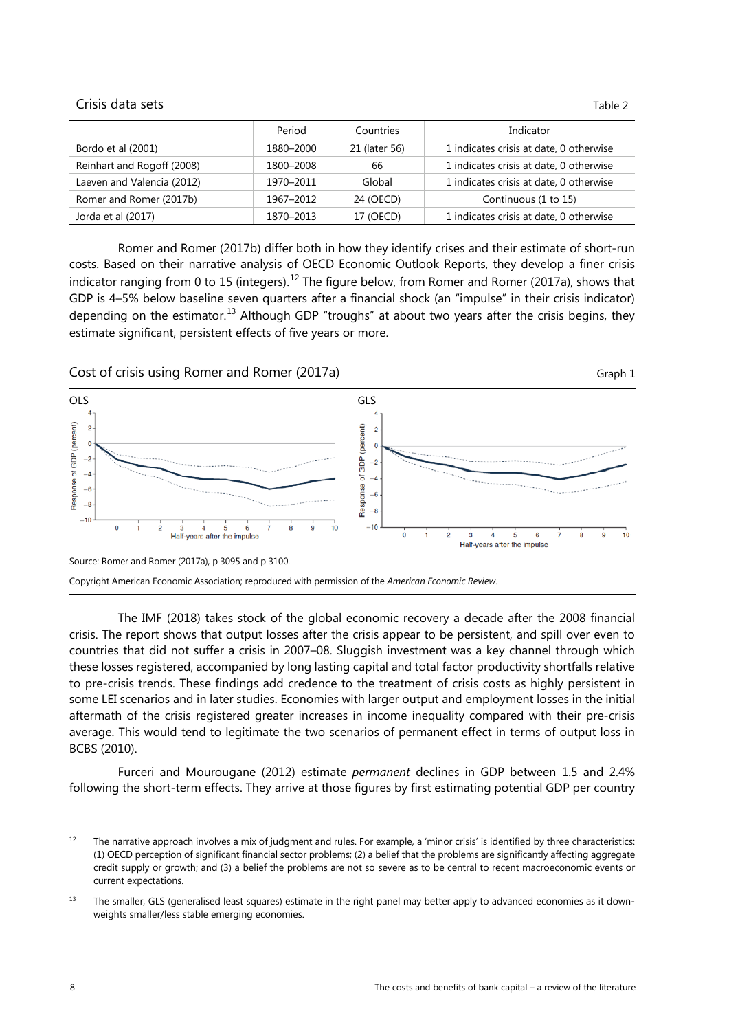Crisis data sets

Table 2

| | Period | Countries | Indicator |
|---|---|---|---|
| Bordo et al (2001) | 1880–2000 | 21 (later 56) | 1 indicates crisis at date, 0 otherwise |
| Reinhart and Rogoff (2008) | 1800–2008 | 66 | 1 indicates crisis at date, 0 otherwise |
| Laeven and Valencia (2012) | 1970–2011 | Global | 1 indicates crisis at date, 0 otherwise |
| Romer and Romer (2017b) | 1967–2012 | 24 (OECD) | Continuous (1 to 15) |
| Jorda et al (2017) | 1870–2013 | 17 (OECD) | 1 indicates crisis at date, 0 otherwise |

Romer and Romer (2017b) differ both in how they identify crises and their estimate of short-run costs. Based on their narrative analysis of OECD Economic Outlook Reports, they develop a finer crisis indicator ranging from 0 to 15 (integers).[12] The figure below, from Romer and Romer (2017a), shows that GDP is 4–5% below baseline seven quarters after a financial shock (an "impulse" in their crisis indicator) depending on the estimator.[13] Although GDP "troughs" at about two years after the crisis begins, they estimate significant, persistent effects of five years or more.

Cost of crisis using Romer and Romer (2017a)

Graph 1

OLS

Response of GDP (percent)

4
2
0
−2
−4
−6
−8
−10

0 1 2 3 4 5 6 7 8 9 10

Half-years after the impulse

GLS

Response of GDP (percent)

4
2
0
−2
−4
−6
−8
−10

0 1 2 3 4 5 6 7 8 9 10

Half-years after the impulse

Source: Romer and Romer (2017a), p 3095 and p 3100.

Copyright American Economic Association; reproduced with permission of the *American Economic Review*.

The IMF (2018) takes stock of the global economic recovery a decade after the 2008 financial crisis. The report shows that output losses after the crisis appear to be persistent, and spill over even to countries that did not suffer a crisis in 2007–08. Sluggish investment was a key channel through which these losses registered, accompanied by long lasting capital and total factor productivity shortfalls relative to pre-crisis trends. These findings add credence to the treatment of crisis costs as highly persistent in some LEI scenarios and in later studies. Economies with larger output and employment losses in the initial aftermath of the crisis registered greater increases in income inequality compared with their pre-crisis average. This would tend to legitimate the two scenarios of permanent effect in terms of output loss in BCBS (2010).

Furceri and Mourougane (2012) estimate *permanent* declines in GDP between 1.5 and 2.4% following the short-term effects. They arrive at those figures by first estimating potential GDP per country

[12] The narrative approach involves a mix of judgment and rules. For example, a 'minor crisis' is identified by three characteristics: (1) OECD perception of significant financial sector problems; (2) a belief that the problems are significantly affecting aggregate credit supply or growth; and (3) a belief the problems are not so severe as to be central to recent macroeconomic events or current expectations.

[13] The smaller, GLS (generalised least squares) estimate in the right panel may better apply to advanced economies as it down-weights smaller/less stable emerging economies.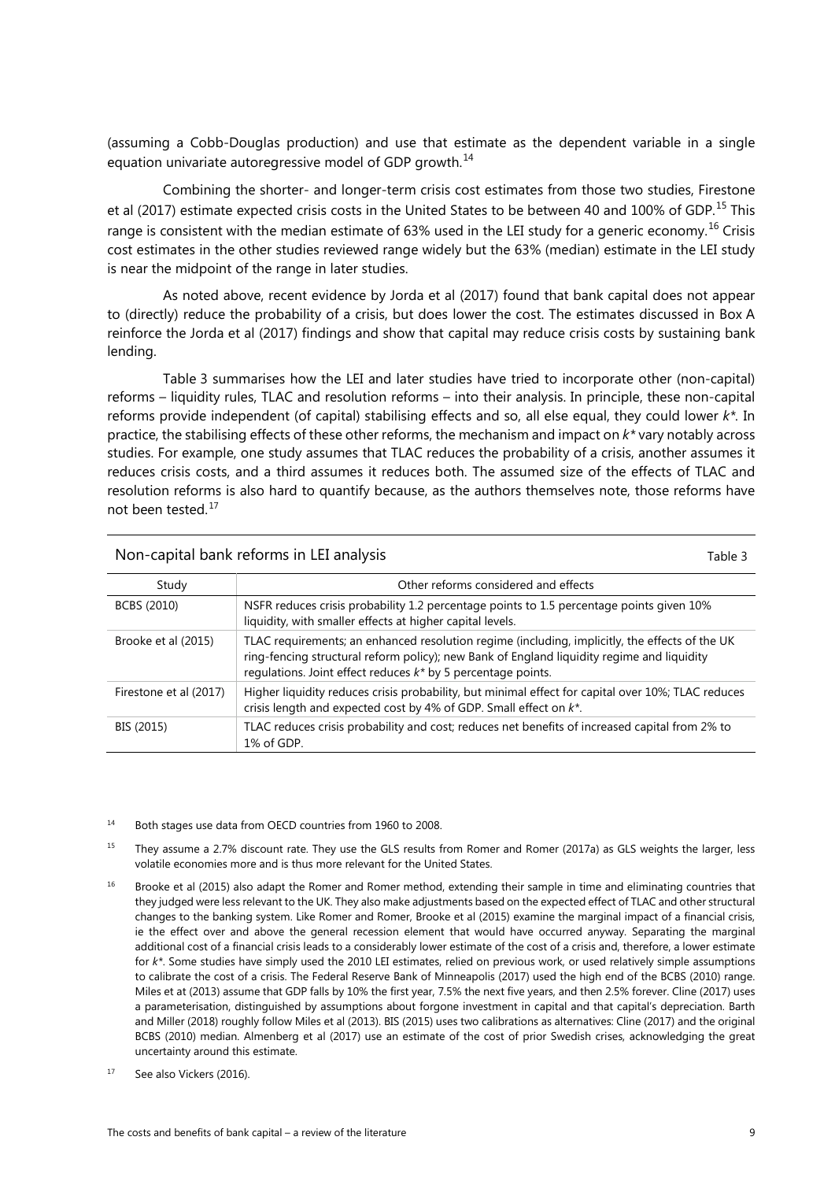(assuming a Cobb-Douglas production) and use that estimate as the dependent variable in a single equation univariate autoregressive model of GDP growth.[14]

Combining the shorter- and longer-term crisis cost estimates from those two studies, Firestone et al (2017) estimate expected crisis costs in the United States to be between 40 and 100% of GDP.[15] This range is consistent with the median estimate of 63% used in the LEI study for a generic economy.[16] Crisis cost estimates in the other studies reviewed range widely but the 63% (median) estimate in the LEI study is near the midpoint of the range in later studies.

As noted above, recent evidence by Jorda et al (2017) found that bank capital does not appear to (directly) reduce the probability of a crisis, but does lower the cost. The estimates discussed in Box A reinforce the Jorda et al (2017) findings and show that capital may reduce crisis costs by sustaining bank lending.

Table 3 summarises how the LEI and later studies have tried to incorporate other (non-capital) reforms – liquidity rules, TLAC and resolution reforms – into their analysis. In principle, these non-capital reforms provide independent (of capital) stabilising effects and so, all else equal, they could lower $k^*$. In practice, the stabilising effects of these other reforms, the mechanism and impact on $k^*$ vary notably across studies. For example, one study assumes that TLAC reduces the probability of a crisis, another assumes it reduces crisis costs, and a third assumes it reduces both. The assumed size of the effects of TLAC and resolution reforms is also hard to quantify because, as the authors themselves note, those reforms have not been tested.[17]

Non-capital bank reforms in LEI analysis — Table 3

| Study | Other reforms considered and effects |
|---|---|
| BCBS (2010) | NSFR reduces crisis probability 1.2 percentage points to 1.5 percentage points given 10% liquidity, with smaller effects at higher capital levels. |
| Brooke et al (2015) | TLAC requirements; an enhanced resolution regime (including, implicitly, the effects of the UK ring-fencing structural reform policy); new Bank of England liquidity regime and liquidity regulations. Joint effect reduces $k^*$ by 5 percentage points. |
| Firestone et al (2017) | Higher liquidity reduces crisis probability, but minimal effect for capital over 10%; TLAC reduces crisis length and expected cost by 4% of GDP. Small effect on $k^*$. |
| BIS (2015) | TLAC reduces crisis probability and cost; reduces net benefits of increased capital from 2% to 1% of GDP. |

[14] Both stages use data from OECD countries from 1960 to 2008.

[15] They assume a 2.7% discount rate. They use the GLS results from Romer and Romer (2017a) as GLS weights the larger, less volatile economies more and is thus more relevant for the United States.

[16] Brooke et al (2015) also adapt the Romer and Romer method, extending their sample in time and eliminating countries that they judged were less relevant to the UK. They also make adjustments based on the expected effect of TLAC and other structural changes to the banking system. Like Romer and Romer, Brooke et al (2015) examine the marginal impact of a financial crisis, ie the effect over and above the general recession element that would have occurred anyway. Separating the marginal additional cost of a financial crisis leads to a considerably lower estimate of the cost of a crisis and, therefore, a lower estimate for $k^*$. Some studies have simply used the 2010 LEI estimates, relied on previous work, or used relatively simple assumptions to calibrate the cost of a crisis. The Federal Reserve Bank of Minneapolis (2017) used the high end of the BCBS (2010) range. Miles et at (2013) assume that GDP falls by 10% the first year, 7.5% the next five years, and then 2.5% forever. Cline (2017) uses a parameterisation, distinguished by assumptions about forgone investment in capital and that capital's depreciation. Barth and Miller (2018) roughly follow Miles et al (2013). BIS (2015) uses two calibrations as alternatives: Cline (2017) and the original BCBS (2010) median. Almenberg et al (2017) use an estimate of the cost of prior Swedish crises, acknowledging the great uncertainty around this estimate.

[17] See also Vickers (2016).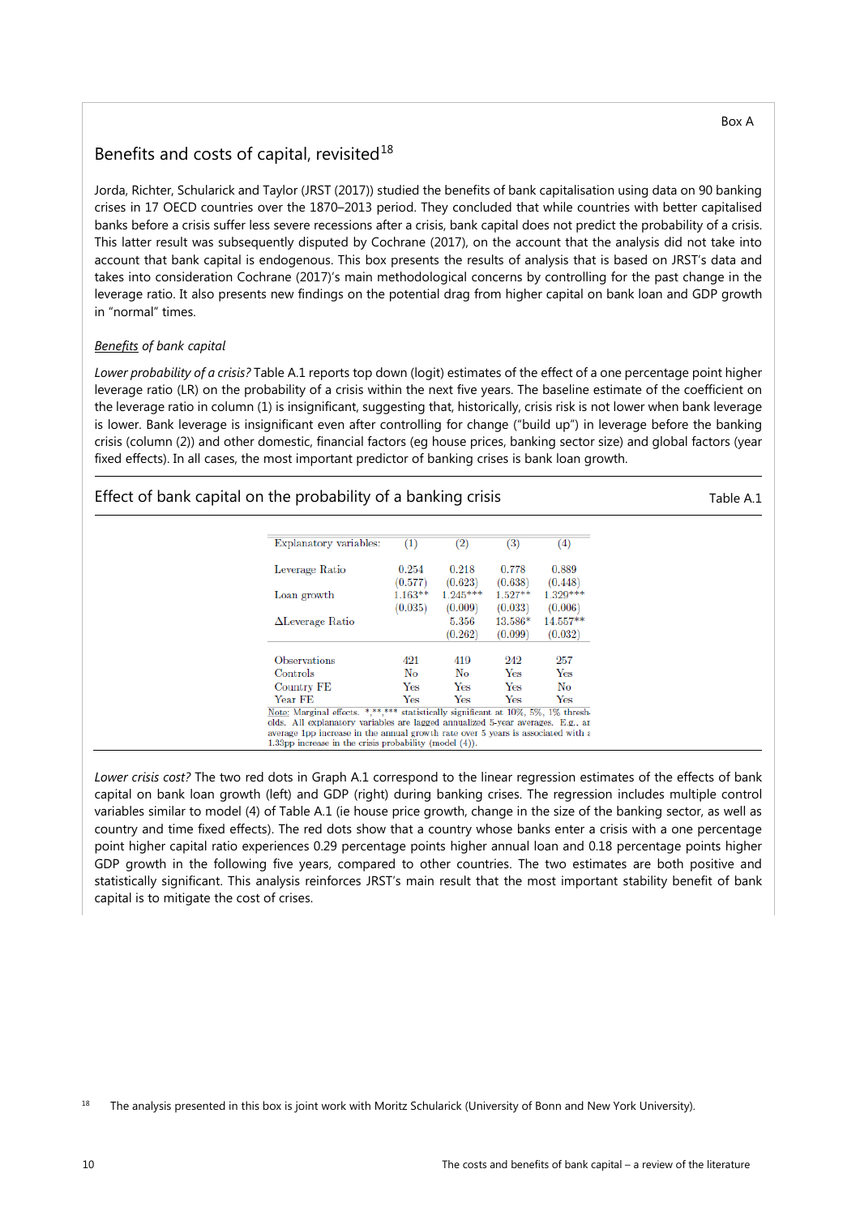Box A

## Benefits and costs of capital, revisited[18]

Jorda, Richter, Schularick and Taylor (JRST (2017)) studied the benefits of bank capitalisation using data on 90 banking crises in 17 OECD countries over the 1870–2013 period. They concluded that while countries with better capitalised banks before a crisis suffer less severe recessions after a crisis, bank capital does not predict the probability of a crisis. This latter result was subsequently disputed by Cochrane (2017), on the account that the analysis did not take into account that bank capital is endogenous. This box presents the results of analysis that is based on JRST's data and takes into consideration Cochrane (2017)'s main methodological concerns by controlling for the past change in the leverage ratio. It also presents new findings on the potential drag from higher capital on bank loan and GDP growth in "normal" times.

*Benefits of bank capital*

*Lower probability of a crisis?* Table A.1 reports top down (logit) estimates of the effect of a one percentage point higher leverage ratio (LR) on the probability of a crisis within the next five years. The baseline estimate of the coefficient on the leverage ratio in column (1) is insignificant, suggesting that, historically, crisis risk is not lower when bank leverage is lower. Bank leverage is insignificant even after controlling for change ("build up") in leverage before the banking crisis (column (2)) and other domestic, financial factors (eg house prices, banking sector size) and global factors (year fixed effects). In all cases, the most important predictor of banking crises is bank loan growth.

### Effect of bank capital on the probability of a banking crisis

Table A.1

| Explanatory variables: | (1) | (2) | (3) | (4) |
|---|---|---|---|---|
| Leverage Ratio | 0.254 | 0.218 | 0.778 | 0.889 |
| | (0.577) | (0.623) | (0.638) | (0.448) |
| Loan growth | 1.163** | 1.245*** | 1.527** | 1.329*** |
| | (0.035) | (0.009) | (0.033) | (0.006) |
| ΔLeverage Ratio | | 5.356 | 13.586* | 14.557** |
| | | (0.262) | (0.099) | (0.032) |
| Observations | 421 | 410 | 242 | 257 |
| Controls | No | No | Yes | Yes |
| Country FE | Yes | Yes | Yes | No |
| Year FE | Yes | Yes | Yes | Yes |

Note: Marginal effects. *,**,*** statistically significant at 10%, 5%, 1% thresholds. All explanatory variables are lagged annualized 5-year averages. E.g., an average 1pp increase in the annual growth rate over 5 years is associated with a 1.33pp increase in the crisis probability (model (4)).

*Lower crisis cost?* The two red dots in Graph A.1 correspond to the linear regression estimates of the effects of bank capital on bank loan growth (left) and GDP (right) during banking crises. The regression includes multiple control variables similar to model (4) of Table A.1 (ie house price growth, change in the size of the banking sector, as well as country and time fixed effects). The red dots show that a country whose banks enter a crisis with a one percentage point higher capital ratio experiences 0.29 percentage points higher annual loan and 0.18 percentage points higher GDP growth in the following five years, compared to other countries. The two estimates are both positive and statistically significant. This analysis reinforces JRST's main result that the most important stability benefit of bank capital is to mitigate the cost of crises.

[18] The analysis presented in this box is joint work with Moritz Schularick (University of Bonn and New York University).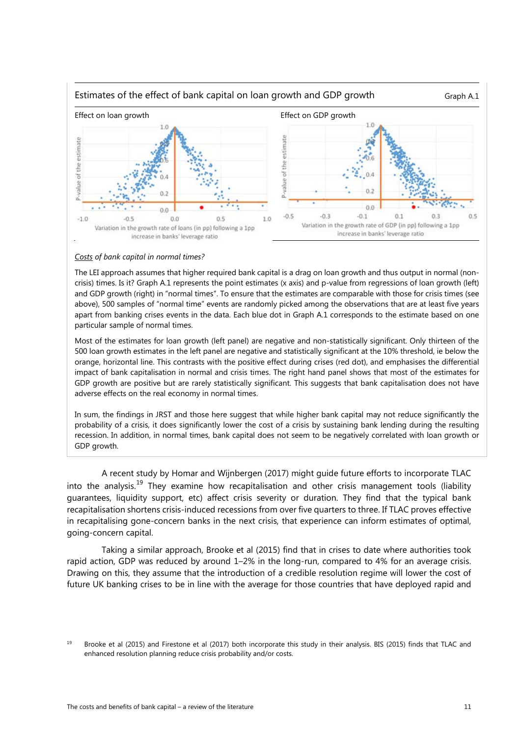Estimates of the effect of bank capital on loan growth and GDP growth — Graph A.1

Effect on loan growth

Effect on GDP growth

*Costs of bank capital in normal times?*

The LEI approach assumes that higher required bank capital is a drag on loan growth and thus output in normal (non-crisis) times. Is it? Graph A.1 represents the point estimates (x axis) and p-value from regressions of loan growth (left) and GDP growth (right) in "normal times". To ensure that the estimates are comparable with those for crisis times (see above), 500 samples of "normal time" events are randomly picked among the observations that are at least five years apart from banking crises events in the data. Each blue dot in Graph A.1 corresponds to the estimate based on one particular sample of normal times.

Most of the estimates for loan growth (left panel) are negative and non-statistically significant. Only thirteen of the 500 loan growth estimates in the left panel are negative and statistically significant at the 10% threshold, ie below the orange, horizontal line. This contrasts with the positive effect during crises (red dot), and emphasises the differential impact of bank capitalisation in normal and crisis times. The right hand panel shows that most of the estimates for GDP growth are positive but are rarely statistically significant. This suggests that bank capitalisation does not have adverse effects on the real economy in normal times.

In sum, the findings in JRST and those here suggest that while higher bank capital may not reduce significantly the probability of a crisis, it does significantly lower the cost of a crisis by sustaining bank lending during the resulting recession. In addition, in normal times, bank capital does not seem to be negatively correlated with loan growth or GDP growth.

A recent study by Homar and Wijnbergen (2017) might guide future efforts to incorporate TLAC into the analysis.[19] They examine how recapitalisation and other crisis management tools (liability guarantees, liquidity support, etc) affect crisis severity or duration. They find that the typical bank recapitalisation shortens crisis-induced recessions from over five quarters to three. If TLAC proves effective in recapitalising gone-concern banks in the next crisis, that experience can inform estimates of optimal, going-concern capital.

Taking a similar approach, Brooke et al (2015) find that in crises to date where authorities took rapid action, GDP was reduced by around 1–2% in the long-run, compared to 4% for an average crisis. Drawing on this, they assume that the introduction of a credible resolution regime will lower the cost of future UK banking crises to be in line with the average for those countries that have deployed rapid and

[19] Brooke et al (2015) and Firestone et al (2017) both incorporate this study in their analysis. BIS (2015) finds that TLAC and enhanced resolution planning reduce crisis probability and/or costs.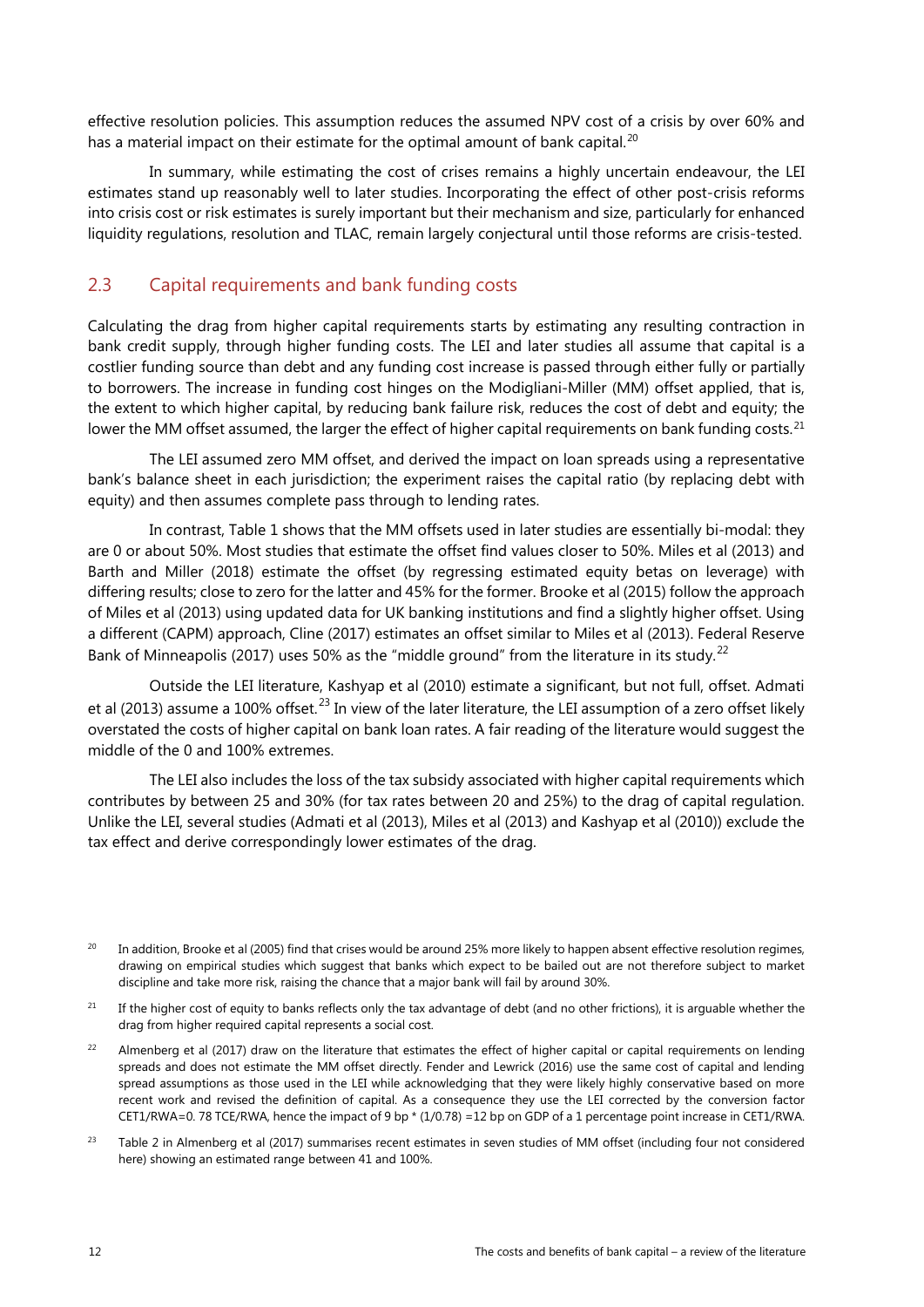effective resolution policies. This assumption reduces the assumed NPV cost of a crisis by over 60% and has a material impact on their estimate for the optimal amount of bank capital.[20]

In summary, while estimating the cost of crises remains a highly uncertain endeavour, the LEI estimates stand up reasonably well to later studies. Incorporating the effect of other post-crisis reforms into crisis cost or risk estimates is surely important but their mechanism and size, particularly for enhanced liquidity regulations, resolution and TLAC, remain largely conjectural until those reforms are crisis-tested.

## 2.3 Capital requirements and bank funding costs

Calculating the drag from higher capital requirements starts by estimating any resulting contraction in bank credit supply, through higher funding costs. The LEI and later studies all assume that capital is a costlier funding source than debt and any funding cost increase is passed through either fully or partially to borrowers. The increase in funding cost hinges on the Modigliani-Miller (MM) offset applied, that is, the extent to which higher capital, by reducing bank failure risk, reduces the cost of debt and equity; the lower the MM offset assumed, the larger the effect of higher capital requirements on bank funding costs.[21]

The LEI assumed zero MM offset, and derived the impact on loan spreads using a representative bank's balance sheet in each jurisdiction; the experiment raises the capital ratio (by replacing debt with equity) and then assumes complete pass through to lending rates.

In contrast, Table 1 shows that the MM offsets used in later studies are essentially bi-modal: they are 0 or about 50%. Most studies that estimate the offset find values closer to 50%. Miles et al (2013) and Barth and Miller (2018) estimate the offset (by regressing estimated equity betas on leverage) with differing results; close to zero for the latter and 45% for the former. Brooke et al (2015) follow the approach of Miles et al (2013) using updated data for UK banking institutions and find a slightly higher offset. Using a different (CAPM) approach, Cline (2017) estimates an offset similar to Miles et al (2013). Federal Reserve Bank of Minneapolis (2017) uses 50% as the "middle ground" from the literature in its study.[22]

Outside the LEI literature, Kashyap et al (2010) estimate a significant, but not full, offset. Admati et al (2013) assume a 100% offset.[23] In view of the later literature, the LEI assumption of a zero offset likely overstated the costs of higher capital on bank loan rates. A fair reading of the literature would suggest the middle of the 0 and 100% extremes.

The LEI also includes the loss of the tax subsidy associated with higher capital requirements which contributes by between 25 and 30% (for tax rates between 20 and 25%) to the drag of capital regulation. Unlike the LEI, several studies (Admati et al (2013), Miles et al (2013) and Kashyap et al (2010)) exclude the tax effect and derive correspondingly lower estimates of the drag.

---

[20] In addition, Brooke et al (2005) find that crises would be around 25% more likely to happen absent effective resolution regimes, drawing on empirical studies which suggest that banks which expect to be bailed out are not therefore subject to market discipline and take more risk, raising the chance that a major bank will fail by around 30%.

[21] If the higher cost of equity to banks reflects only the tax advantage of debt (and no other frictions), it is arguable whether the drag from higher required capital represents a social cost.

[22] Almenberg et al (2017) draw on the literature that estimates the effect of higher capital or capital requirements on lending spreads and does not estimate the MM offset directly. Fender and Lewrick (2016) use the same cost of capital and lending spread assumptions as those used in the LEI while acknowledging that they were likely highly conservative based on more recent work and revised the definition of capital. As a consequence they use the LEI corrected by the conversion factor CET1/RWA=0. 78 TCE/RWA, hence the impact of 9 bp * (1/0.78) =12 bp on GDP of a 1 percentage point increase in CET1/RWA.

[23] Table 2 in Almenberg et al (2017) summarises recent estimates in seven studies of MM offset (including four not considered here) showing an estimated range between 41 and 100%.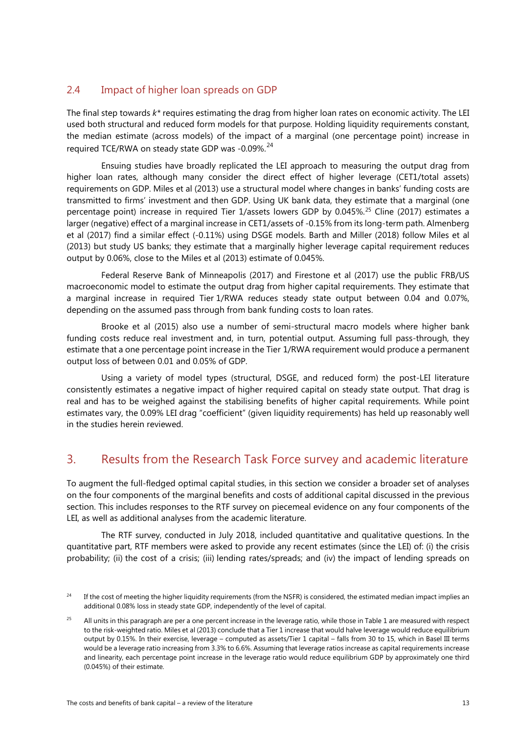## 2.4 Impact of higher loan spreads on GDP

The final step towards *k\** requires estimating the drag from higher loan rates on economic activity. The LEI used both structural and reduced form models for that purpose. Holding liquidity requirements constant, the median estimate (across models) of the impact of a marginal (one percentage point) increase in required TCE/RWA on steady state GDP was -0.09%.[24]

Ensuing studies have broadly replicated the LEI approach to measuring the output drag from higher loan rates, although many consider the direct effect of higher leverage (CET1/total assets) requirements on GDP. Miles et al (2013) use a structural model where changes in banks' funding costs are transmitted to firms' investment and then GDP. Using UK bank data, they estimate that a marginal (one percentage point) increase in required Tier 1/assets lowers GDP by 0.045%.[25] Cline (2017) estimates a larger (negative) effect of a marginal increase in CET1/assets of -0.15% from its long-term path. Almenberg et al (2017) find a similar effect (-0.11%) using DSGE models. Barth and Miller (2018) follow Miles et al (2013) but study US banks; they estimate that a marginally higher leverage capital requirement reduces output by 0.06%, close to the Miles et al (2013) estimate of 0.045%.

Federal Reserve Bank of Minneapolis (2017) and Firestone et al (2017) use the public FRB/US macroeconomic model to estimate the output drag from higher capital requirements. They estimate that a marginal increase in required Tier 1/RWA reduces steady state output between 0.04 and 0.07%, depending on the assumed pass through from bank funding costs to loan rates.

Brooke et al (2015) also use a number of semi-structural macro models where higher bank funding costs reduce real investment and, in turn, potential output. Assuming full pass-through, they estimate that a one percentage point increase in the Tier 1/RWA requirement would produce a permanent output loss of between 0.01 and 0.05% of GDP.

Using a variety of model types (structural, DSGE, and reduced form) the post-LEI literature consistently estimates a negative impact of higher required capital on steady state output. That drag is real and has to be weighed against the stabilising benefits of higher capital requirements. While point estimates vary, the 0.09% LEI drag "coefficient" (given liquidity requirements) has held up reasonably well in the studies herein reviewed.

# 3. Results from the Research Task Force survey and academic literature

To augment the full-fledged optimal capital studies, in this section we consider a broader set of analyses on the four components of the marginal benefits and costs of additional capital discussed in the previous section. This includes responses to the RTF survey on piecemeal evidence on any four components of the LEI, as well as additional analyses from the academic literature.

The RTF survey, conducted in July 2018, included quantitative and qualitative questions. In the quantitative part, RTF members were asked to provide any recent estimates (since the LEI) of: (i) the crisis probability; (ii) the cost of a crisis; (iii) lending rates/spreads; and (iv) the impact of lending spreads on

---

[24] If the cost of meeting the higher liquidity requirements (from the NSFR) is considered, the estimated median impact implies an additional 0.08% loss in steady state GDP, independently of the level of capital.

[25] All units in this paragraph are per a one percent increase in the leverage ratio, while those in Table 1 are measured with respect to the risk-weighted ratio. Miles et al (2013) conclude that a Tier 1 increase that would halve leverage would reduce equilibrium output by 0.15%. In their exercise, leverage – computed as assets/Tier 1 capital – falls from 30 to 15, which in Basel III terms would be a leverage ratio increasing from 3.3% to 6.6%. Assuming that leverage ratios increase as capital requirements increase and linearity, each percentage point increase in the leverage ratio would reduce equilibrium GDP by approximately one third (0.045%) of their estimate.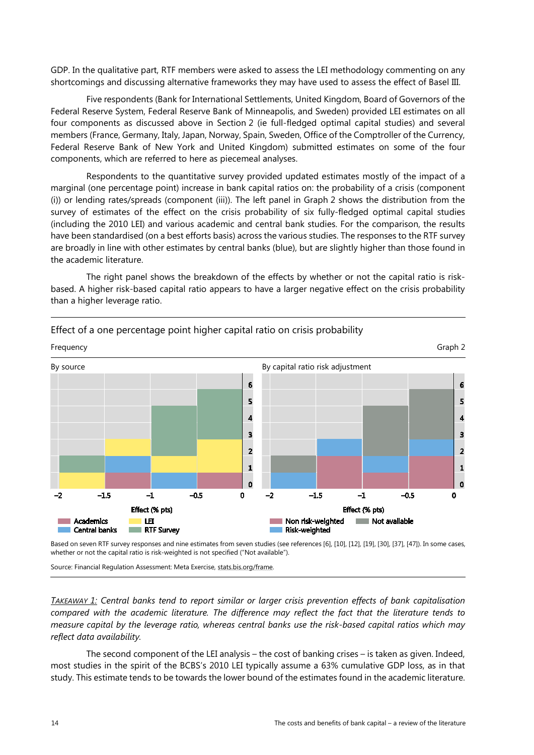GDP. In the qualitative part, RTF members were asked to assess the LEI methodology commenting on any shortcomings and discussing alternative frameworks they may have used to assess the effect of Basel III.

Five respondents (Bank for International Settlements, United Kingdom, Board of Governors of the Federal Reserve System, Federal Reserve Bank of Minneapolis, and Sweden) provided LEI estimates on all four components as discussed above in Section 2 (ie full-fledged optimal capital studies) and several members (France, Germany, Italy, Japan, Norway, Spain, Sweden, Office of the Comptroller of the Currency, Federal Reserve Bank of New York and United Kingdom) submitted estimates on some of the four components, which are referred to here as piecemeal analyses.

Respondents to the quantitative survey provided updated estimates mostly of the impact of a marginal (one percentage point) increase in bank capital ratios on: the probability of a crisis (component (i)) or lending rates/spreads (component (iii)). The left panel in Graph 2 shows the distribution from the survey of estimates of the effect on the crisis probability of six fully-fledged optimal capital studies (including the 2010 LEI) and various academic and central bank studies. For the comparison, the results have been standardised (on a best efforts basis) across the various studies. The responses to the RTF survey are broadly in line with other estimates by central banks (blue), but are slightly higher than those found in the academic literature.

The right panel shows the breakdown of the effects by whether or not the capital ratio is risk-based. A higher risk-based capital ratio appears to have a larger negative effect on the crisis probability than a higher leverage ratio.

Effect of a one percentage point higher capital ratio on crisis probability

Frequency

Graph 2

By source

6
5
4
3
2
1
0

–2 –1.5 –1 –0.5 0

Effect (% pts)

Academics
Central banks
LEI
RTF Survey

By capital ratio risk adjustment

6
5
4
3
2
1
0

–2 –1.5 –1 –0.5 0

Effect (% pts)

Non risk-weighted
Risk-weighted
Not available

Based on seven RTF survey responses and nine estimates from seven studies (see references [6], [10], [12], [19], [30], [37], [47]). In some cases, whether or not the capital ratio is risk-weighted is not specified ("Not available").

Source: Financial Regulation Assessment: Meta Exercise, stats.bis.org/frame.

*TAKEAWAY 1: Central banks tend to report similar or larger crisis prevention effects of bank capitalisation compared with the academic literature. The difference may reflect the fact that the literature tends to measure capital by the leverage ratio, whereas central banks use the risk-based capital ratios which may reflect data availability.*

The second component of the LEI analysis – the cost of banking crises – is taken as given. Indeed, most studies in the spirit of the BCBS's 2010 LEI typically assume a 63% cumulative GDP loss, as in that study. This estimate tends to be towards the lower bound of the estimates found in the academic literature.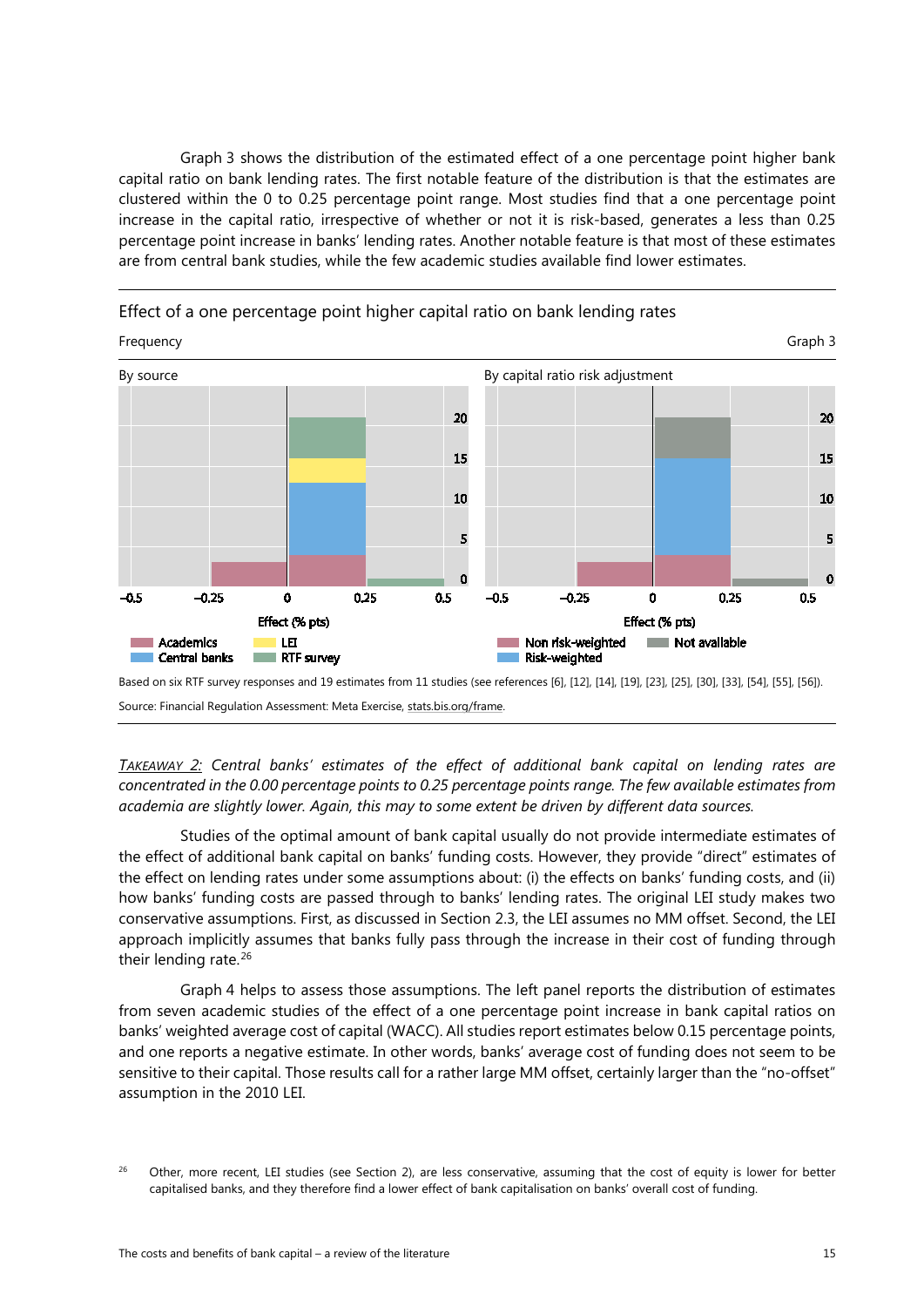Graph 3 shows the distribution of the estimated effect of a one percentage point higher bank capital ratio on bank lending rates. The first notable feature of the distribution is that the estimates are clustered within the 0 to 0.25 percentage point range. Most studies find that a one percentage point increase in the capital ratio, irrespective of whether or not it is risk-based, generates a less than 0.25 percentage point increase in banks' lending rates. Another notable feature is that most of these estimates are from central bank studies, while the few academic studies available find lower estimates.

Effect of a one percentage point higher capital ratio on bank lending rates

Frequency

Graph 3

By source

20
15
10
5
0
–0.5 –0.25 0 0.25 0.5
Effect (% pts)

Academics
Central banks
LEI
RTF survey

By capital ratio risk adjustment

20
15
10
5
0
–0.5 –0.25 0 0.25 0.5
Effect (% pts)

Non risk-weighted
Risk-weighted
Not available

Based on six RTF survey responses and 19 estimates from 11 studies (see references [6], [12], [14], [19], [23], [25], [30], [33], [54], [55], [56]).

Source: Financial Regulation Assessment: Meta Exercise, stats.bis.org/frame.

*TAKEAWAY 2: Central banks' estimates of the effect of additional bank capital on lending rates are concentrated in the 0.00 percentage points to 0.25 percentage points range. The few available estimates from academia are slightly lower. Again, this may to some extent be driven by different data sources.*

Studies of the optimal amount of bank capital usually do not provide intermediate estimates of the effect of additional bank capital on banks' funding costs. However, they provide "direct" estimates of the effect on lending rates under some assumptions about: (i) the effects on banks' funding costs, and (ii) how banks' funding costs are passed through to banks' lending rates. The original LEI study makes two conservative assumptions. First, as discussed in Section 2.3, the LEI assumes no MM offset. Second, the LEI approach implicitly assumes that banks fully pass through the increase in their cost of funding through their lending rate.[26]

Graph 4 helps to assess those assumptions. The left panel reports the distribution of estimates from seven academic studies of the effect of a one percentage point increase in bank capital ratios on banks' weighted average cost of capital (WACC). All studies report estimates below 0.15 percentage points, and one reports a negative estimate. In other words, banks' average cost of funding does not seem to be sensitive to their capital. Those results call for a rather large MM offset, certainly larger than the "no-offset" assumption in the 2010 LEI.

[26] Other, more recent, LEI studies (see Section 2), are less conservative, assuming that the cost of equity is lower for better capitalised banks, and they therefore find a lower effect of bank capitalisation on banks' overall cost of funding.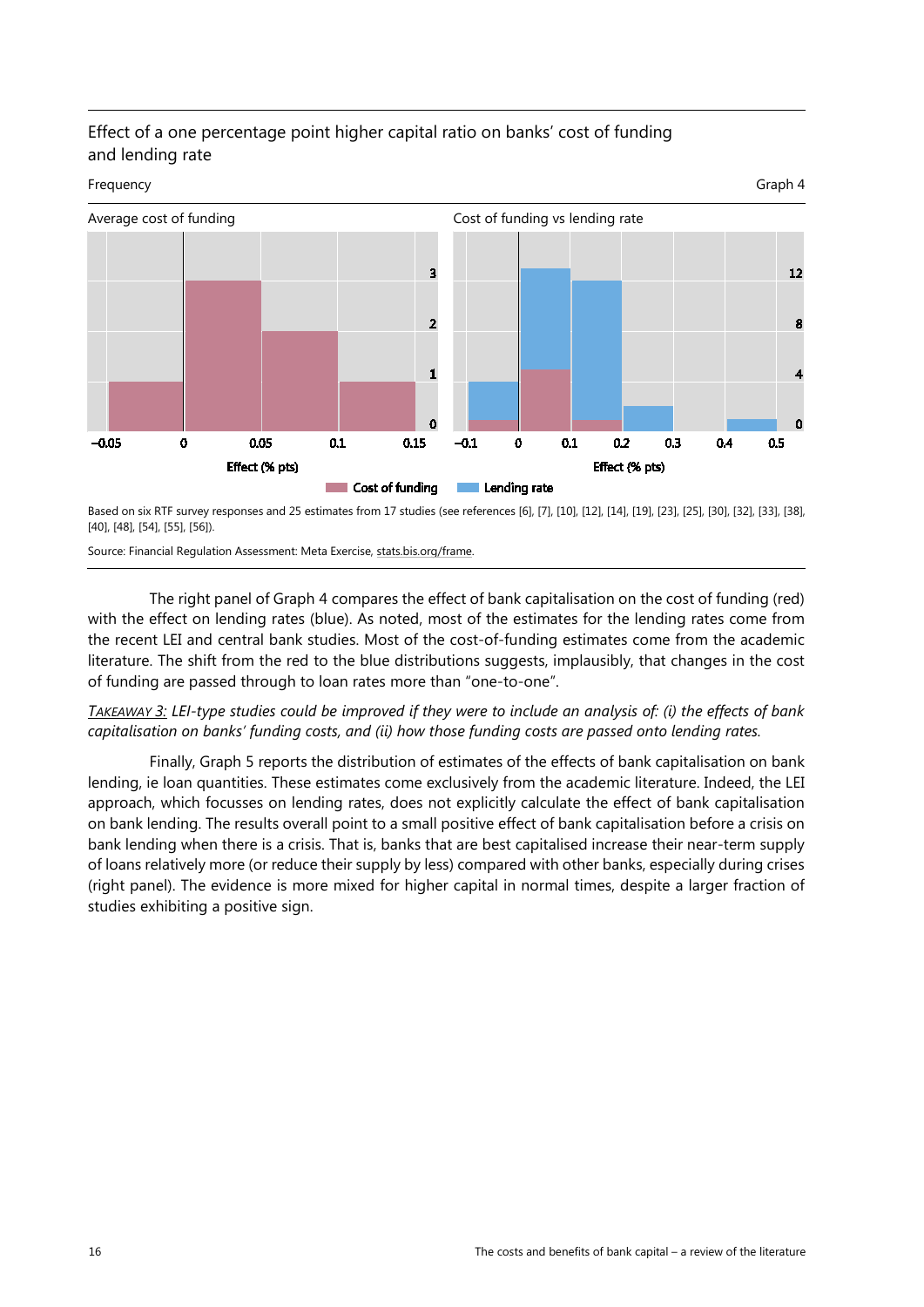Effect of a one percentage point higher capital ratio on banks' cost of funding and lending rate

Frequency

Graph 4

Average cost of funding

3
2
1
0

−0.05 0 0.05 0.1 0.15

Effect (% pts)

Cost of funding vs lending rate

12
8
4
0

−0.1 0 0.1 0.2 0.3 0.4 0.5

Effect (% pts)

Cost of funding   Lending rate

Based on six RTF survey responses and 25 estimates from 17 studies (see references [6], [7], [10], [12], [14], [19], [23], [25], [30], [32], [33], [38], [40], [48], [54], [55], [56]).

Source: Financial Regulation Assessment: Meta Exercise, stats.bis.org/frame.

The right panel of Graph 4 compares the effect of bank capitalisation on the cost of funding (red) with the effect on lending rates (blue). As noted, most of the estimates for the lending rates come from the recent LEI and central bank studies. Most of the cost-of-funding estimates come from the academic literature. The shift from the red to the blue distributions suggests, implausibly, that changes in the cost of funding are passed through to loan rates more than "one-to-one".

*<u>TAKEAWAY 3:</u> LEI-type studies could be improved if they were to include an analysis of: (i) the effects of bank capitalisation on banks' funding costs, and (ii) how those funding costs are passed onto lending rates.*

Finally, Graph 5 reports the distribution of estimates of the effects of bank capitalisation on bank lending, ie loan quantities. These estimates come exclusively from the academic literature. Indeed, the LEI approach, which focusses on lending rates, does not explicitly calculate the effect of bank capitalisation on bank lending. The results overall point to a small positive effect of bank capitalisation before a crisis on bank lending when there is a crisis. That is, banks that are best capitalised increase their near-term supply of loans relatively more (or reduce their supply by less) compared with other banks, especially during crises (right panel). The evidence is more mixed for higher capital in normal times, despite a larger fraction of studies exhibiting a positive sign.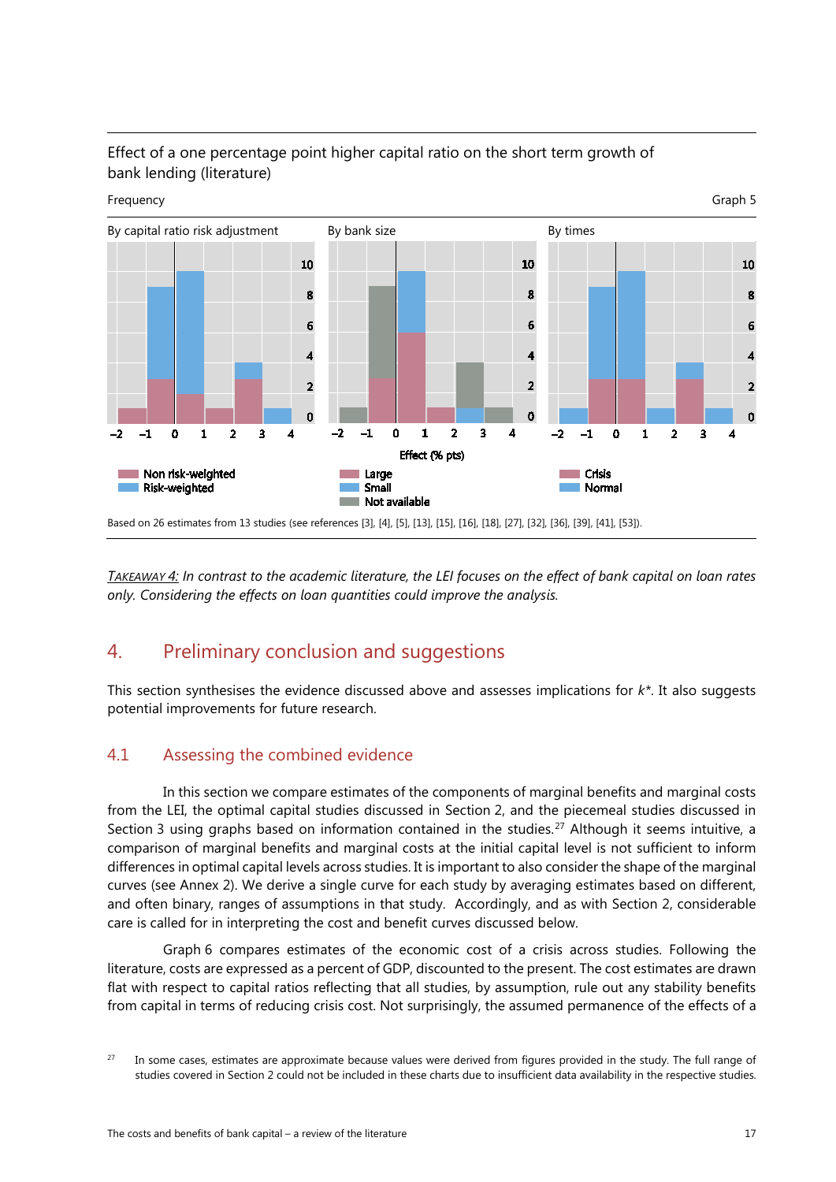Effect of a one percentage point higher capital ratio on the short term growth of bank lending (literature)

Frequency

Graph 5

By capital ratio risk adjustment

10
8
6
4
2
0

–2 –1 0 1 2 3 4

Non risk-weighted
Risk-weighted

By bank size

10
8
6
4
2
0

–2 –1 0 1 2 3 4

Effect (% pts)

Large
Small
Not available

By times

10
8
6
4
2
0

–2 –1 0 1 2 3 4

Crisis
Normal

Based on 26 estimates from 13 studies (see references [3], [4], [5], [13], [15], [16], [18], [27], [32], [36], [39], [41], [53]).

*TAKEAWAY 4: In contrast to the academic literature, the LEI focuses on the effect of bank capital on loan rates only. Considering the effects on loan quantities could improve the analysis.*

## 4. Preliminary conclusion and suggestions

This section synthesises the evidence discussed above and assesses implications for $k^*$. It also suggests potential improvements for future research.

### 4.1 Assessing the combined evidence

In this section we compare estimates of the components of marginal benefits and marginal costs from the LEI, the optimal capital studies discussed in Section 2, and the piecemeal studies discussed in Section 3 using graphs based on information contained in the studies.[27] Although it seems intuitive, a comparison of marginal benefits and marginal costs at the initial capital level is not sufficient to inform differences in optimal capital levels across studies. It is important to also consider the shape of the marginal curves (see Annex 2). We derive a single curve for each study by averaging estimates based on different, and often binary, ranges of assumptions in that study. Accordingly, and as with Section 2, considerable care is called for in interpreting the cost and benefit curves discussed below.

Graph 6 compares estimates of the economic cost of a crisis across studies. Following the literature, costs are expressed as a percent of GDP, discounted to the present. The cost estimates are drawn flat with respect to capital ratios reflecting that all studies, by assumption, rule out any stability benefits from capital in terms of reducing crisis cost. Not surprisingly, the assumed permanence of the effects of a

[27] In some cases, estimates are approximate because values were derived from figures provided in the study. The full range of studies covered in Section 2 could not be included in these charts due to insufficient data availability in the respective studies.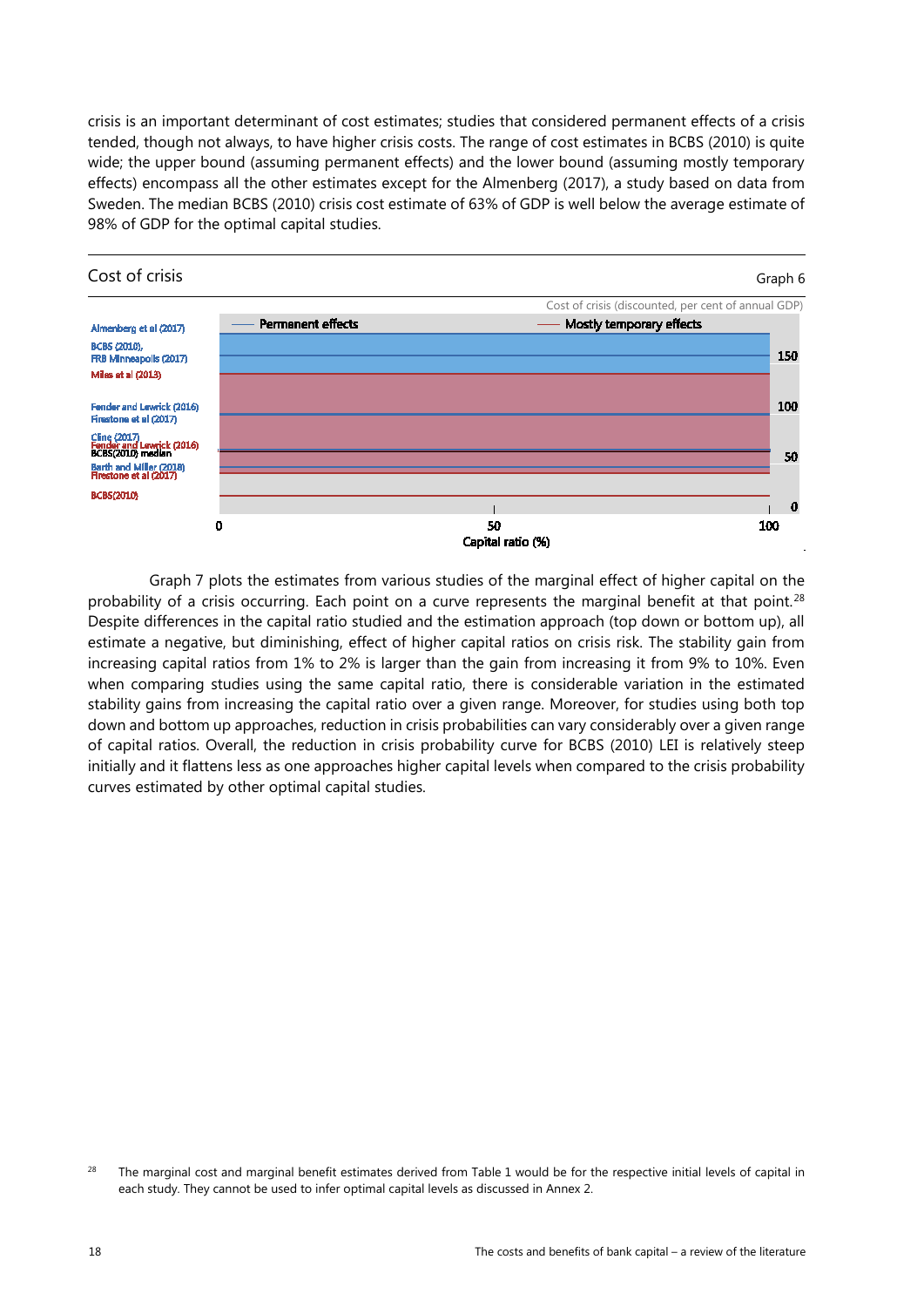crisis is an important determinant of cost estimates; studies that considered permanent effects of a crisis tended, though not always, to have higher crisis costs. The range of cost estimates in BCBS (2010) is quite wide; the upper bound (assuming permanent effects) and the lower bound (assuming mostly temporary effects) encompass all the other estimates except for the Almenberg (2017), a study based on data from Sweden. The median BCBS (2010) crisis cost estimate of 63% of GDP is well below the average estimate of 98% of GDP for the optimal capital studies.

Cost of crisis

Graph 6

Cost of crisis (discounted, per cent of annual GDP)

Permanent effects

Mostly temporary effects

Almenberg et al (2017)

BCBS (2010),
FRB Minneapolis (2017)

Miles et al (2013)

Fender and Lewrick (2016)
Firestone et al (2017)

Cline (2017)
Fender and Lewrick (2016)
BCBS(2010) median

Barth and Miller (2018)
Firestone et al (2017)

BCBS(2010)

150
100
50
0

0
50
100

Capital ratio (%)

Graph 7 plots the estimates from various studies of the marginal effect of higher capital on the probability of a crisis occurring. Each point on a curve represents the marginal benefit at that point.[28] Despite differences in the capital ratio studied and the estimation approach (top down or bottom up), all estimate a negative, but diminishing, effect of higher capital ratios on crisis risk. The stability gain from increasing capital ratios from 1% to 2% is larger than the gain from increasing it from 9% to 10%. Even when comparing studies using the same capital ratio, there is considerable variation in the estimated stability gains from increasing the capital ratio over a given range. Moreover, for studies using both top down and bottom up approaches, reduction in crisis probabilities can vary considerably over a given range of capital ratios. Overall, the reduction in crisis probability curve for BCBS (2010) LEI is relatively steep initially and it flattens less as one approaches higher capital levels when compared to the crisis probability curves estimated by other optimal capital studies.

[28] The marginal cost and marginal benefit estimates derived from Table 1 would be for the respective initial levels of capital in each study. They cannot be used to infer optimal capital levels as discussed in Annex 2.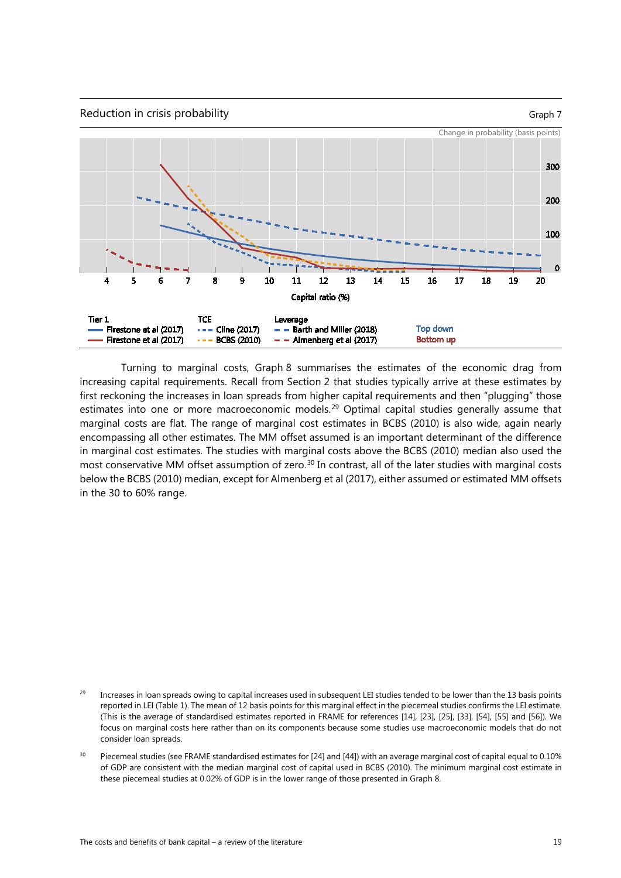Reduction in crisis probability

Graph 7

Change in probability (basis points)

300

200

100

0

4 5 6 7 8 9 10 11 12 13 14 15 16 17 18 19 20

Capital ratio (%)

Tier 1
Firestone et al (2017)
Firestone et al (2017)

TCE
Cline (2017)
BCBS (2010)

Leverage
Barth and Miller (2018)
Almenberg et al (2017)

Top down
Bottom up

Turning to marginal costs, Graph 8 summarises the estimates of the economic drag from increasing capital requirements. Recall from Section 2 that studies typically arrive at these estimates by first reckoning the increases in loan spreads from higher capital requirements and then "plugging" those estimates into one or more macroeconomic models.[29] Optimal capital studies generally assume that marginal costs are flat. The range of marginal cost estimates in BCBS (2010) is also wide, again nearly encompassing all other estimates. The MM offset assumed is an important determinant of the difference in marginal cost estimates. The studies with marginal costs above the BCBS (2010) median also used the most conservative MM offset assumption of zero.[30] In contrast, all of the later studies with marginal costs below the BCBS (2010) median, except for Almenberg et al (2017), either assumed or estimated MM offsets in the 30 to 60% range.

[29] Increases in loan spreads owing to capital increases used in subsequent LEI studies tended to be lower than the 13 basis points reported in LEI (Table 1). The mean of 12 basis points for this marginal effect in the piecemeal studies confirms the LEI estimate. (This is the average of standardised estimates reported in FRAME for references [14], [23], [25], [33], [54], [55] and [56]). We focus on marginal costs here rather than on its components because some studies use macroeconomic models that do not consider loan spreads.

[30] Piecemeal studies (see FRAME standardised estimates for [24] and [44]) with an average marginal cost of capital equal to 0.10% of GDP are consistent with the median marginal cost of capital used in BCBS (2010). The minimum marginal cost estimate in these piecemeal studies at 0.02% of GDP is in the lower range of those presented in Graph 8.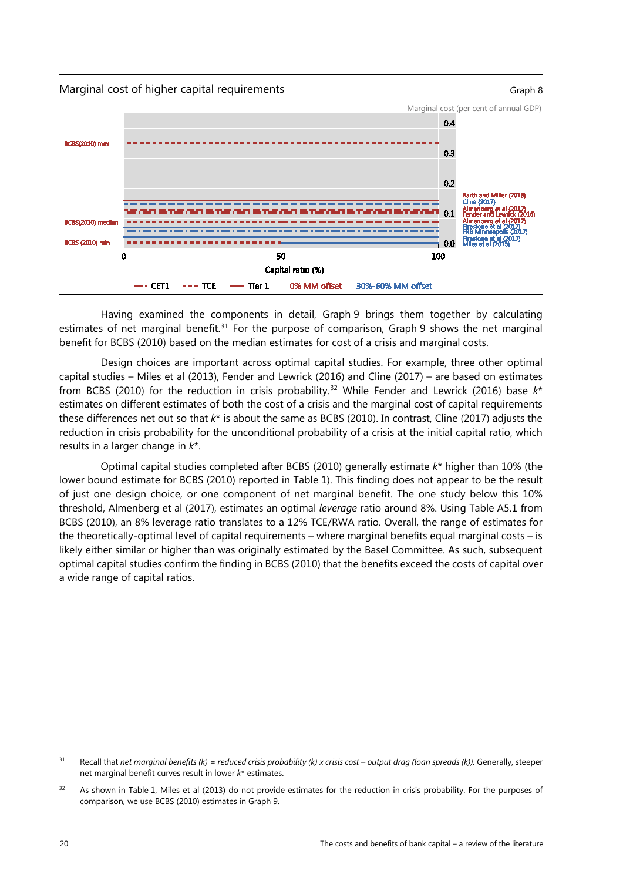Marginal cost of higher capital requirements

Graph 8

Marginal cost (per cent of annual GDP)

BCBS(2010) max

BCBS(2010) median

BCBS (2010) min

0.4

0.3

0.2

0.1

0.0

Barth and Miller (2018)
Cline (2017)
Almenberg et al (2017)
Fender and Lewrick (2016)
Almenberg et al (2017)
Firestone et al (2017)
FRB Minneapolis (2017)
Firestone et al (2017)
Miles et al (2013)

0

50

100

Capital ratio (%)

CET1   TCE   Tier 1   0% MM offset   30%-60% MM offset

Having examined the components in detail, Graph 9 brings them together by calculating estimates of net marginal benefit.[31] For the purpose of comparison, Graph 9 shows the net marginal benefit for BCBS (2010) based on the median estimates for cost of a crisis and marginal costs.

Design choices are important across optimal capital studies. For example, three other optimal capital studies – Miles et al (2013), Fender and Lewrick (2016) and Cline (2017) – are based on estimates from BCBS (2010) for the reduction in crisis probability.[32] While Fender and Lewrick (2016) base $k^*$ estimates on different estimates of both the cost of a crisis and the marginal cost of capital requirements these differences net out so that $k^*$ is about the same as BCBS (2010). In contrast, Cline (2017) adjusts the reduction in crisis probability for the unconditional probability of a crisis at the initial capital ratio, which results in a larger change in $k^*$.

Optimal capital studies completed after BCBS (2010) generally estimate $k^*$ higher than 10% (the lower bound estimate for BCBS (2010) reported in Table 1). This finding does not appear to be the result of just one design choice, or one component of net marginal benefit. The one study below this 10% threshold, Almenberg et al (2017), estimates an optimal *leverage* ratio around 8%. Using Table A5.1 from BCBS (2010), an 8% leverage ratio translates to a 12% TCE/RWA ratio. Overall, the range of estimates for the theoretically-optimal level of capital requirements – where marginal benefits equal marginal costs – is likely either similar or higher than was originally estimated by the Basel Committee. As such, subsequent optimal capital studies confirm the finding in BCBS (2010) that the benefits exceed the costs of capital over a wide range of capital ratios.

---

[31] Recall that *net marginal benefits (k) = reduced crisis probability (k) x crisis cost – output drag (loan spreads (k))*. Generally, steeper net marginal benefit curves result in lower $k^*$ estimates.

[32] As shown in Table 1, Miles et al (2013) do not provide estimates for the reduction in crisis probability. For the purposes of comparison, we use BCBS (2010) estimates in Graph 9.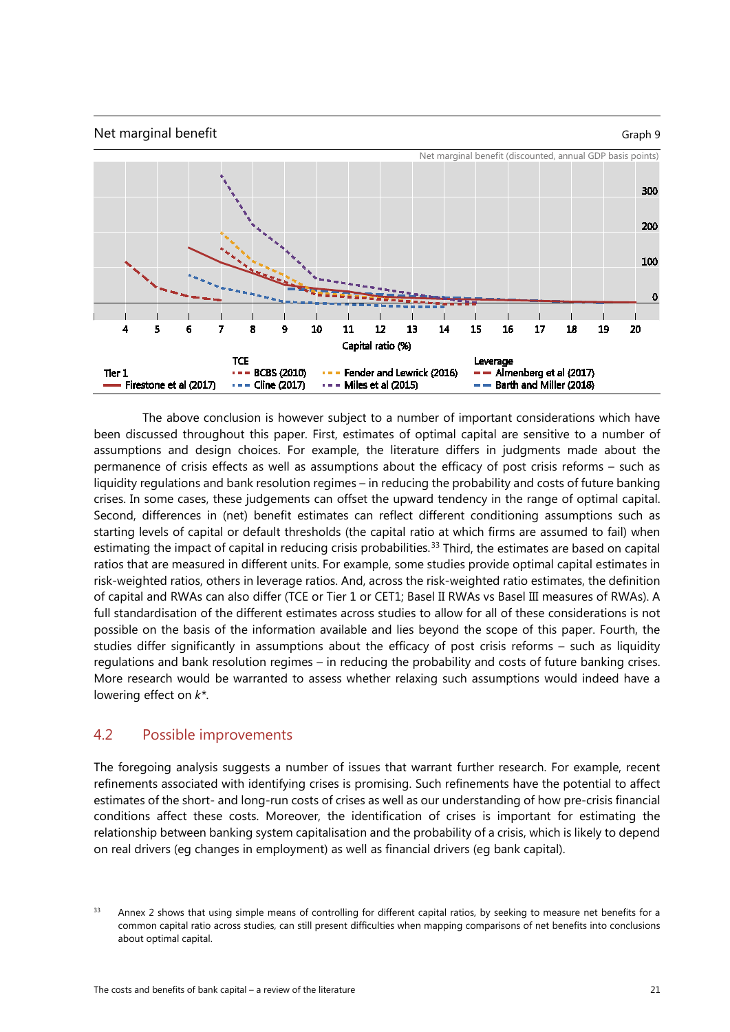Net marginal benefit

Graph 9

Net marginal benefit (discounted, annual GDP basis points)

300

200

100

0

4 5 6 7 8 9 10 11 12 13 14 15 16 17 18 19 20

Capital ratio (%)

Tier 1
Firestone et al (2017)

TCE
BCBS (2010)
Cline (2017)
Fender and Lewrick (2016)
Miles et al (2015)

Leverage
Almenberg et al (2017)
Barth and Miller (2018)

The above conclusion is however subject to a number of important considerations which have been discussed throughout this paper. First, estimates of optimal capital are sensitive to a number of assumptions and design choices. For example, the literature differs in judgments made about the permanence of crisis effects as well as assumptions about the efficacy of post crisis reforms – such as liquidity regulations and bank resolution regimes – in reducing the probability and costs of future banking crises. In some cases, these judgements can offset the upward tendency in the range of optimal capital. Second, differences in (net) benefit estimates can reflect different conditioning assumptions such as starting levels of capital or default thresholds (the capital ratio at which firms are assumed to fail) when estimating the impact of capital in reducing crisis probabilities.[33] Third, the estimates are based on capital ratios that are measured in different units. For example, some studies provide optimal capital estimates in risk-weighted ratios, others in leverage ratios. And, across the risk-weighted ratio estimates, the definition of capital and RWAs can also differ (TCE or Tier 1 or CET1; Basel II RWAs vs Basel III measures of RWAs). A full standardisation of the different estimates across studies to allow for all of these considerations is not possible on the basis of the information available and lies beyond the scope of this paper. Fourth, the studies differ significantly in assumptions about the efficacy of post crisis reforms – such as liquidity regulations and bank resolution regimes – in reducing the probability and costs of future banking crises. More research would be warranted to assess whether relaxing such assumptions would indeed have a lowering effect on $k^*$.

## 4.2 Possible improvements

The foregoing analysis suggests a number of issues that warrant further research. For example, recent refinements associated with identifying crises is promising. Such refinements have the potential to affect estimates of the short- and long-run costs of crises as well as our understanding of how pre-crisis financial conditions affect these costs. Moreover, the identification of crises is important for estimating the relationship between banking system capitalisation and the probability of a crisis, which is likely to depend on real drivers (eg changes in employment) as well as financial drivers (eg bank capital).

[33] Annex 2 shows that using simple means of controlling for different capital ratios, by seeking to measure net benefits for a common capital ratio across studies, can still present difficulties when mapping comparisons of net benefits into conclusions about optimal capital.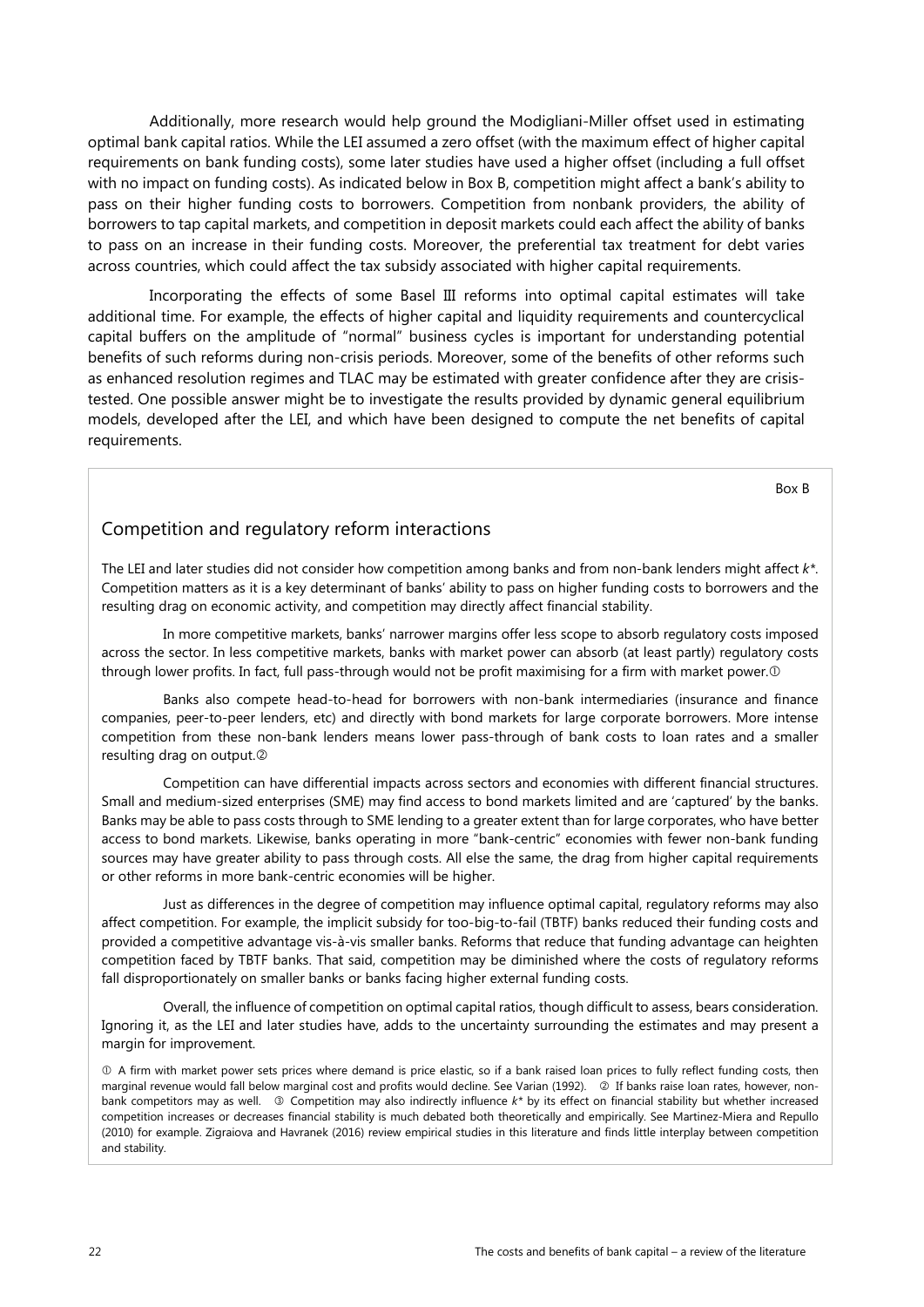Additionally, more research would help ground the Modigliani-Miller offset used in estimating optimal bank capital ratios. While the LEI assumed a zero offset (with the maximum effect of higher capital requirements on bank funding costs), some later studies have used a higher offset (including a full offset with no impact on funding costs). As indicated below in Box B, competition might affect a bank's ability to pass on their higher funding costs to borrowers. Competition from nonbank providers, the ability of borrowers to tap capital markets, and competition in deposit markets could each affect the ability of banks to pass on an increase in their funding costs. Moreover, the preferential tax treatment for debt varies across countries, which could affect the tax subsidy associated with higher capital requirements.

Incorporating the effects of some Basel III reforms into optimal capital estimates will take additional time. For example, the effects of higher capital and liquidity requirements and countercyclical capital buffers on the amplitude of "normal" business cycles is important for understanding potential benefits of such reforms during non-crisis periods. Moreover, some of the benefits of other reforms such as enhanced resolution regimes and TLAC may be estimated with greater confidence after they are crisis-tested. One possible answer might be to investigate the results provided by dynamic general equilibrium models, developed after the LEI, and which have been designed to compute the net benefits of capital requirements.

Box B

## Competition and regulatory reform interactions

The LEI and later studies did not consider how competition among banks and from non-bank lenders might affect $k^*$. Competition matters as it is a key determinant of banks' ability to pass on higher funding costs to borrowers and the resulting drag on economic activity, and competition may directly affect financial stability.

In more competitive markets, banks' narrower margins offer less scope to absorb regulatory costs imposed across the sector. In less competitive markets, banks with market power can absorb (at least partly) regulatory costs through lower profits. In fact, full pass-through would not be profit maximising for a firm with market power.[1]

Banks also compete head-to-head for borrowers with non-bank intermediaries (insurance and finance companies, peer-to-peer lenders, etc) and directly with bond markets for large corporate borrowers. More intense competition from these non-bank lenders means lower pass-through of bank costs to loan rates and a smaller resulting drag on output.[2]

Competition can have differential impacts across sectors and economies with different financial structures. Small and medium-sized enterprises (SME) may find access to bond markets limited and are 'captured' by the banks. Banks may be able to pass costs through to SME lending to a greater extent than for large corporates, who have better access to bond markets. Likewise, banks operating in more "bank-centric" economies with fewer non-bank funding sources may have greater ability to pass through costs. All else the same, the drag from higher capital requirements or other reforms in more bank-centric economies will be higher.

Just as differences in the degree of competition may influence optimal capital, regulatory reforms may also affect competition. For example, the implicit subsidy for too-big-to-fail (TBTF) banks reduced their funding costs and provided a competitive advantage vis-à-vis smaller banks. Reforms that reduce that funding advantage can heighten competition faced by TBTF banks. That said, competition may be diminished where the costs of regulatory reforms fall disproportionately on smaller banks or banks facing higher external funding costs.

Overall, the influence of competition on optimal capital ratios, though difficult to assess, bears consideration. Ignoring it, as the LEI and later studies have, adds to the uncertainty surrounding the estimates and may present a margin for improvement.

[1] A firm with market power sets prices where demand is price elastic, so if a bank raised loan prices to fully reflect funding costs, then marginal revenue would fall below marginal cost and profits would decline. See Varian (1992). [2] If banks raise loan rates, however, non-bank competitors may as well. [3] Competition may also indirectly influence $k^*$ by its effect on financial stability but whether increased competition increases or decreases financial stability is much debated both theoretically and empirically. See Martinez-Miera and Repullo (2010) for example. Zigraiova and Havranek (2016) review empirical studies in this literature and finds little interplay between competition and stability.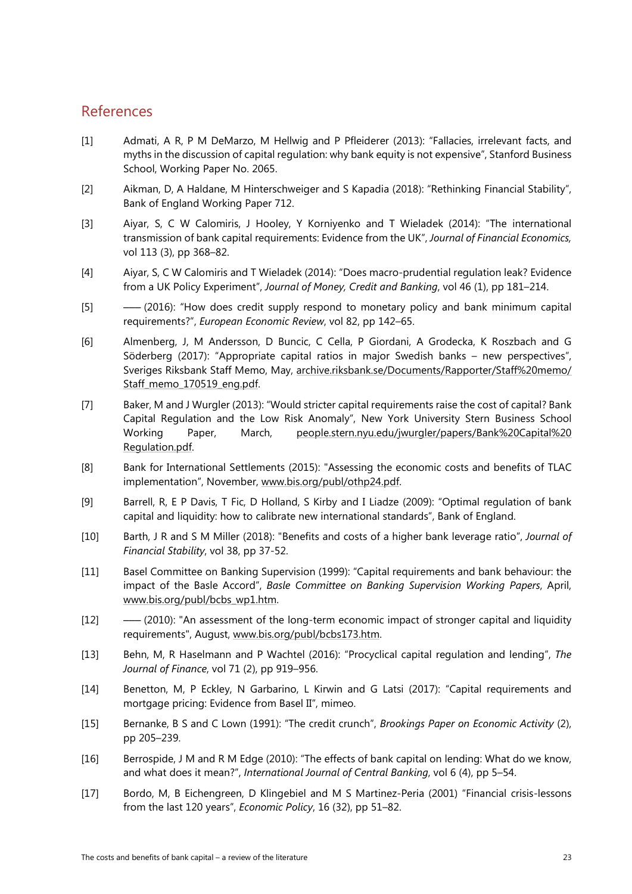## References

[1] Admati, A R, P M DeMarzo, M Hellwig and P Pfleiderer (2013): "Fallacies, irrelevant facts, and myths in the discussion of capital regulation: why bank equity is not expensive", Stanford Business School, Working Paper No. 2065.

[2] Aikman, D, A Haldane, M Hinterschweiger and S Kapadia (2018): "Rethinking Financial Stability", Bank of England Working Paper 712.

[3] Aiyar, S, C W Calomiris, J Hooley, Y Korniyenko and T Wieladek (2014): "The international transmission of bank capital requirements: Evidence from the UK", *Journal of Financial Economics,* vol 113 (3), pp 368–82.

[4] Aiyar, S, C W Calomiris and T Wieladek (2014): "Does macro-prudential regulation leak? Evidence from a UK Policy Experiment", *Journal of Money, Credit and Banking*, vol 46 (1), pp 181–214.

[5] —— (2016): "How does credit supply respond to monetary policy and bank minimum capital requirements?", *European Economic Review*, vol 82, pp 142–65.

[6] Almenberg, J, M Andersson, D Buncic, C Cella, P Giordani, A Grodecka, K Roszbach and G Söderberg (2017): "Appropriate capital ratios in major Swedish banks – new perspectives", Sveriges Riksbank Staff Memo, May, archive.riksbank.se/Documents/Rapporter/Staff%20memo/Staff_memo_170519_eng.pdf.

[7] Baker, M and J Wurgler (2013): "Would stricter capital requirements raise the cost of capital? Bank Capital Regulation and the Low Risk Anomaly", New York University Stern Business School Working Paper, March, people.stern.nyu.edu/jwurgler/papers/Bank%20Capital%20Regulation.pdf.

[8] Bank for International Settlements (2015): "Assessing the economic costs and benefits of TLAC implementation", November, www.bis.org/publ/othp24.pdf.

[9] Barrell, R, E P Davis, T Fic, D Holland, S Kirby and I Liadze (2009): "Optimal regulation of bank capital and liquidity: how to calibrate new international standards", Bank of England.

[10] Barth, J R and S M Miller (2018): "Benefits and costs of a higher bank leverage ratio", *Journal of Financial Stability*, vol 38, pp 37-52.

[11] Basel Committee on Banking Supervision (1999): "Capital requirements and bank behaviour: the impact of the Basle Accord", *Basle Committee on Banking Supervision Working Papers*, April, www.bis.org/publ/bcbs_wp1.htm.

[12] —— (2010): "An assessment of the long-term economic impact of stronger capital and liquidity requirements", August, www.bis.org/publ/bcbs173.htm.

[13] Behn, M, R Haselmann and P Wachtel (2016): "Procyclical capital regulation and lending", *The Journal of Finance*, vol 71 (2), pp 919–956.

[14] Benetton, M, P Eckley, N Garbarino, L Kirwin and G Latsi (2017): "Capital requirements and mortgage pricing: Evidence from Basel II", mimeo.

[15] Bernanke, B S and C Lown (1991): "The credit crunch", *Brookings Paper on Economic Activity* (2), pp 205–239.

[16] Berrospide, J M and R M Edge (2010): "The effects of bank capital on lending: What do we know, and what does it mean?", *International Journal of Central Banking*, vol 6 (4), pp 5–54.

[17] Bordo, M, B Eichengreen, D Klingebiel and M S Martinez-Peria (2001) "Financial crisis-lessons from the last 120 years", *Economic Policy*, 16 (32), pp 51–82.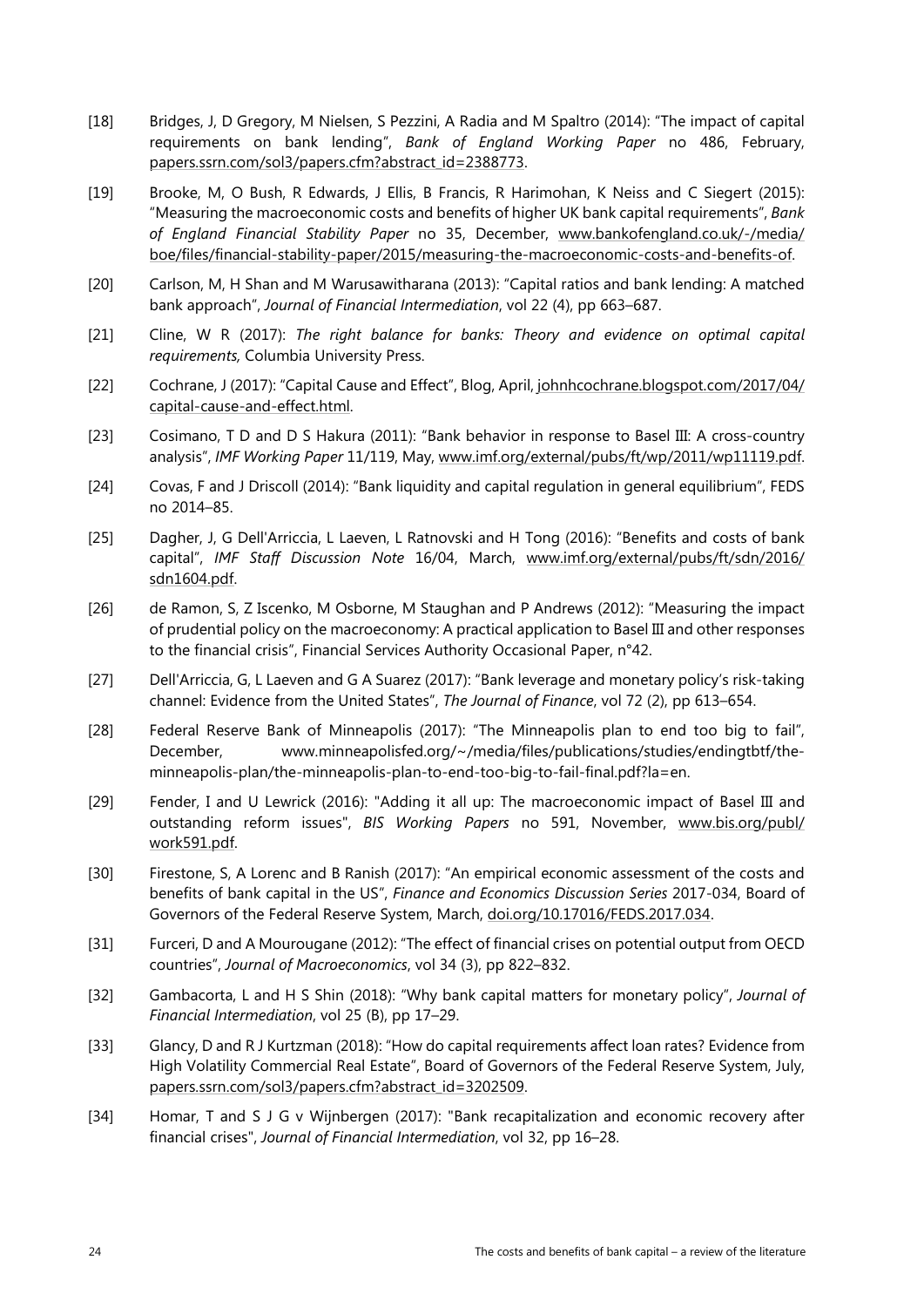[18] Bridges, J, D Gregory, M Nielsen, S Pezzini, A Radia and M Spaltro (2014): "The impact of capital requirements on bank lending", *Bank of England Working Paper* no 486, February, papers.ssrn.com/sol3/papers.cfm?abstract_id=2388773.

[19] Brooke, M, O Bush, R Edwards, J Ellis, B Francis, R Harimohan, K Neiss and C Siegert (2015): "Measuring the macroeconomic costs and benefits of higher UK bank capital requirements", *Bank of England Financial Stability Paper* no 35, December, www.bankofengland.co.uk/-/media/boe/files/financial-stability-paper/2015/measuring-the-macroeconomic-costs-and-benefits-of.

[20] Carlson, M, H Shan and M Warusawitharana (2013): "Capital ratios and bank lending: A matched bank approach", *Journal of Financial Intermediation*, vol 22 (4), pp 663–687.

[21] Cline, W R (2017): *The right balance for banks: Theory and evidence on optimal capital requirements,* Columbia University Press.

[22] Cochrane, J (2017): "Capital Cause and Effect", Blog, April, johnhcochrane.blogspot.com/2017/04/capital-cause-and-effect.html.

[23] Cosimano, T D and D S Hakura (2011): "Bank behavior in response to Basel III: A cross-country analysis", *IMF Working Paper* 11/119, May, www.imf.org/external/pubs/ft/wp/2011/wp11119.pdf.

[24] Covas, F and J Driscoll (2014): "Bank liquidity and capital regulation in general equilibrium", FEDS no 2014–85.

[25] Dagher, J, G Dell'Arriccia, L Laeven, L Ratnovski and H Tong (2016): "Benefits and costs of bank capital", *IMF Staff Discussion Note* 16/04, March, www.imf.org/external/pubs/ft/sdn/2016/sdn1604.pdf.

[26] de Ramon, S, Z Iscenko, M Osborne, M Staughan and P Andrews (2012): "Measuring the impact of prudential policy on the macroeconomy: A practical application to Basel III and other responses to the financial crisis", Financial Services Authority Occasional Paper, n°42.

[27] Dell'Arriccia, G, L Laeven and G A Suarez (2017): "Bank leverage and monetary policy's risk-taking channel: Evidence from the United States", *The Journal of Finance*, vol 72 (2), pp 613–654.

[28] Federal Reserve Bank of Minneapolis (2017): "The Minneapolis plan to end too big to fail", December, www.minneapolisfed.org/~/media/files/publications/studies/endingtbtf/the-minneapolis-plan/the-minneapolis-plan-to-end-too-big-to-fail-final.pdf?la=en.

[29] Fender, I and U Lewrick (2016): "Adding it all up: The macroeconomic impact of Basel III and outstanding reform issues", *BIS Working Papers* no 591, November, www.bis.org/publ/work591.pdf.

[30] Firestone, S, A Lorenc and B Ranish (2017): "An empirical economic assessment of the costs and benefits of bank capital in the US", *Finance and Economics Discussion Series* 2017-034, Board of Governors of the Federal Reserve System, March, doi.org/10.17016/FEDS.2017.034.

[31] Furceri, D and A Mourougane (2012): "The effect of financial crises on potential output from OECD countries", *Journal of Macroeconomics*, vol 34 (3), pp 822–832.

[32] Gambacorta, L and H S Shin (2018): "Why bank capital matters for monetary policy", *Journal of Financial Intermediation*, vol 25 (B), pp 17–29.

[33] Glancy, D and R J Kurtzman (2018): "How do capital requirements affect loan rates? Evidence from High Volatility Commercial Real Estate", Board of Governors of the Federal Reserve System, July, papers.ssrn.com/sol3/papers.cfm?abstract_id=3202509.

[34] Homar, T and S J G v Wijnbergen (2017): "Bank recapitalization and economic recovery after financial crises", *Journal of Financial Intermediation*, vol 32, pp 16–28.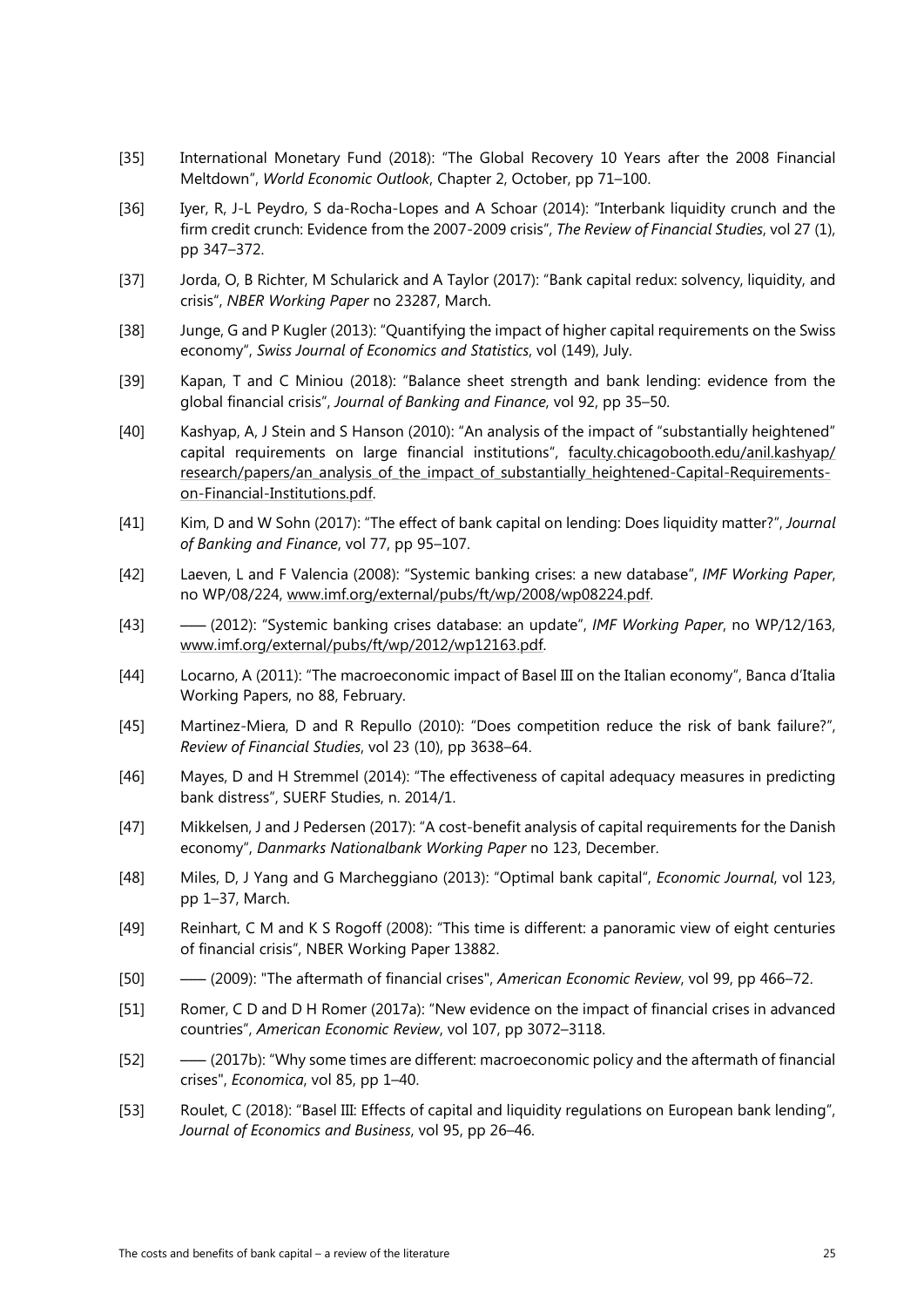[35] International Monetary Fund (2018): "The Global Recovery 10 Years after the 2008 Financial Meltdown", *World Economic Outlook*, Chapter 2, October, pp 71–100.

[36] Iyer, R, J-L Peydro, S da-Rocha-Lopes and A Schoar (2014): "Interbank liquidity crunch and the firm credit crunch: Evidence from the 2007-2009 crisis", *The Review of Financial Studies*, vol 27 (1), pp 347–372.

[37] Jorda, O, B Richter, M Schularick and A Taylor (2017): "Bank capital redux: solvency, liquidity, and crisis", *NBER Working Paper* no 23287, March.

[38] Junge, G and P Kugler (2013): "Quantifying the impact of higher capital requirements on the Swiss economy", *Swiss Journal of Economics and Statistics*, vol (149), July.

[39] Kapan, T and C Miniou (2018): "Balance sheet strength and bank lending: evidence from the global financial crisis", *Journal of Banking and Finance*, vol 92, pp 35–50.

[40] Kashyap, A, J Stein and S Hanson (2010): "An analysis of the impact of "substantially heightened" capital requirements on large financial institutions", faculty.chicagobooth.edu/anil.kashyap/research/papers/an_analysis_of_the_impact_of_substantially_heightened-Capital-Requirements-on-Financial-Institutions.pdf.

[41] Kim, D and W Sohn (2017): "The effect of bank capital on lending: Does liquidity matter?", *Journal of Banking and Finance*, vol 77, pp 95–107.

[42] Laeven, L and F Valencia (2008): "Systemic banking crises: a new database", *IMF Working Paper*, no WP/08/224, www.imf.org/external/pubs/ft/wp/2008/wp08224.pdf.

[43] —— (2012): "Systemic banking crises database: an update", *IMF Working Paper*, no WP/12/163, www.imf.org/external/pubs/ft/wp/2012/wp12163.pdf.

[44] Locarno, A (2011): "The macroeconomic impact of Basel III on the Italian economy", Banca d'Italia Working Papers, no 88, February.

[45] Martinez-Miera, D and R Repullo (2010): "Does competition reduce the risk of bank failure?", *Review of Financial Studies*, vol 23 (10), pp 3638–64.

[46] Mayes, D and H Stremmel (2014): "The effectiveness of capital adequacy measures in predicting bank distress", SUERF Studies, n. 2014/1.

[47] Mikkelsen, J and J Pedersen (2017): "A cost-benefit analysis of capital requirements for the Danish economy", *Danmarks Nationalbank Working Paper* no 123, December.

[48] Miles, D, J Yang and G Marcheggiano (2013): "Optimal bank capital", *Economic Journal*, vol 123, pp 1–37, March.

[49] Reinhart, C M and K S Rogoff (2008): "This time is different: a panoramic view of eight centuries of financial crisis", NBER Working Paper 13882.

[50] —— (2009): "The aftermath of financial crises", *American Economic Review*, vol 99, pp 466–72.

[51] Romer, C D and D H Romer (2017a): "New evidence on the impact of financial crises in advanced countries", *American Economic Review*, vol 107, pp 3072–3118.

[52] —— (2017b): "Why some times are different: macroeconomic policy and the aftermath of financial crises", *Economica*, vol 85, pp 1–40.

[53] Roulet, C (2018): "Basel III: Effects of capital and liquidity regulations on European bank lending", *Journal of Economics and Business*, vol 95, pp 26–46.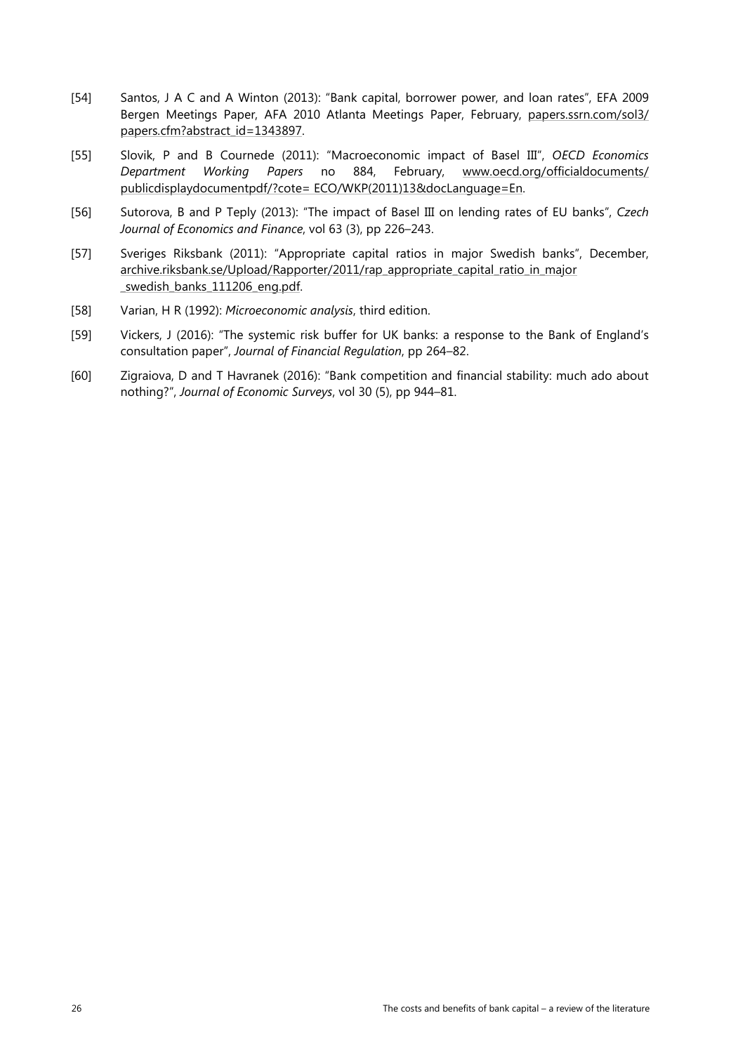[54] Santos, J A C and A Winton (2013): "Bank capital, borrower power, and loan rates", EFA 2009 Bergen Meetings Paper, AFA 2010 Atlanta Meetings Paper, February, papers.ssrn.com/sol3/papers.cfm?abstract_id=1343897.

[55] Slovik, P and B Cournede (2011): "Macroeconomic impact of Basel III", *OECD Economics Department Working Papers* no 884, February, www.oecd.org/officialdocuments/publicdisplaydocumentpdf/?cote= ECO/WKP(2011)13&docLanguage=En.

[56] Sutorova, B and P Teply (2013): "The impact of Basel III on lending rates of EU banks", *Czech Journal of Economics and Finance*, vol 63 (3), pp 226–243.

[57] Sveriges Riksbank (2011): "Appropriate capital ratios in major Swedish banks", December, archive.riksbank.se/Upload/Rapporter/2011/rap_appropriate_capital_ratio_in_major_swedish_banks_111206_eng.pdf.

[58] Varian, H R (1992): *Microeconomic analysis*, third edition.

[59] Vickers, J (2016): "The systemic risk buffer for UK banks: a response to the Bank of England's consultation paper", *Journal of Financial Regulation*, pp 264–82.

[60] Zigraiova, D and T Havranek (2016): "Bank competition and financial stability: much ado about nothing?", *Journal of Economic Surveys*, vol 30 (5), pp 944–81.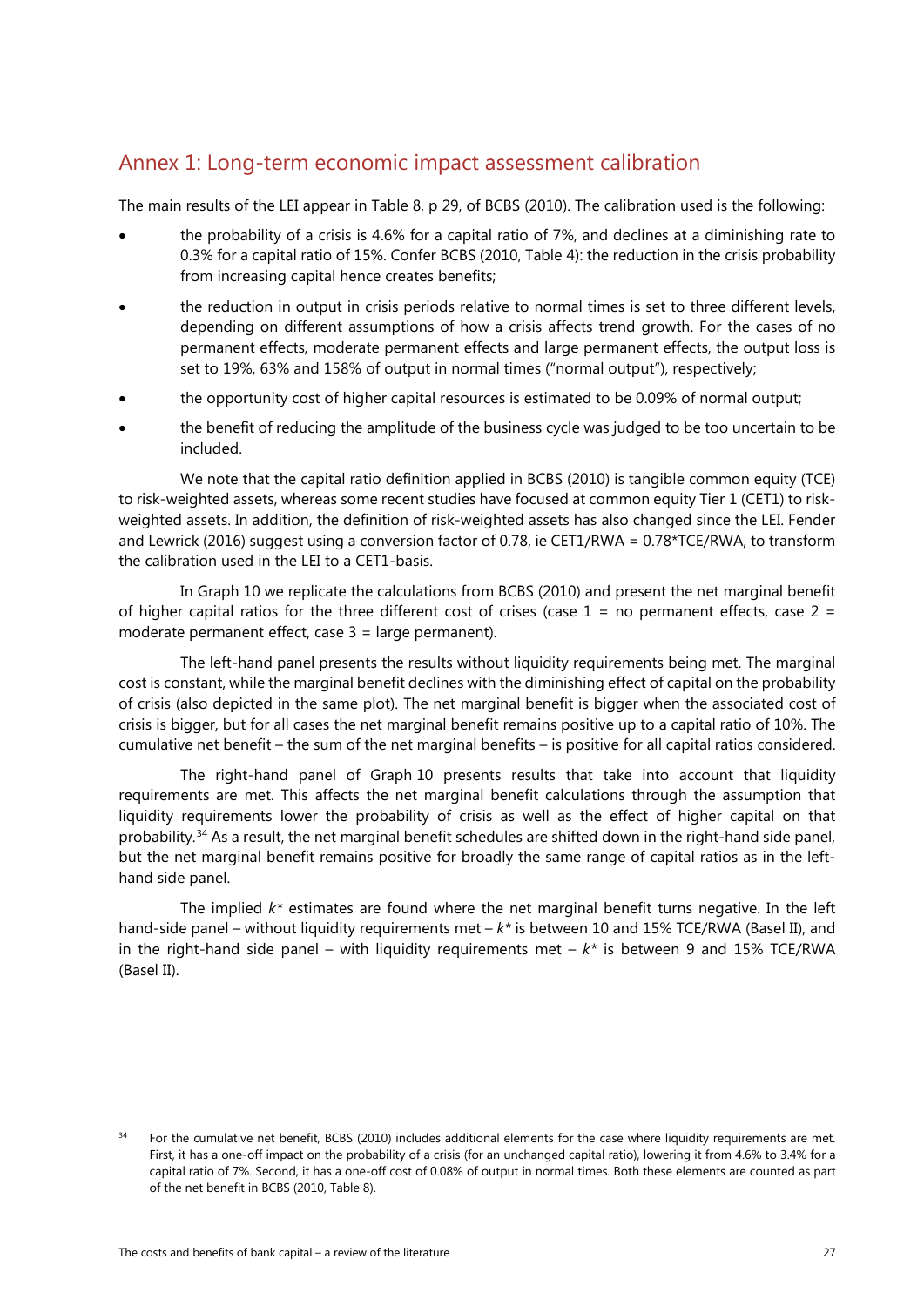## Annex 1: Long-term economic impact assessment calibration

The main results of the LEI appear in Table 8, p 29, of BCBS (2010). The calibration used is the following:

- the probability of a crisis is 4.6% for a capital ratio of 7%, and declines at a diminishing rate to 0.3% for a capital ratio of 15%. Confer BCBS (2010, Table 4): the reduction in the crisis probability from increasing capital hence creates benefits;
- the reduction in output in crisis periods relative to normal times is set to three different levels, depending on different assumptions of how a crisis affects trend growth. For the cases of no permanent effects, moderate permanent effects and large permanent effects, the output loss is set to 19%, 63% and 158% of output in normal times ("normal output"), respectively;
- the opportunity cost of higher capital resources is estimated to be 0.09% of normal output;
- the benefit of reducing the amplitude of the business cycle was judged to be too uncertain to be included.

We note that the capital ratio definition applied in BCBS (2010) is tangible common equity (TCE) to risk-weighted assets, whereas some recent studies have focused at common equity Tier 1 (CET1) to risk-weighted assets. In addition, the definition of risk-weighted assets has also changed since the LEI. Fender and Lewrick (2016) suggest using a conversion factor of 0.78, ie CET1/RWA = 0.78*TCE/RWA, to transform the calibration used in the LEI to a CET1-basis.

In Graph 10 we replicate the calculations from BCBS (2010) and present the net marginal benefit of higher capital ratios for the three different cost of crises (case 1 = no permanent effects, case 2 = moderate permanent effect, case 3 = large permanent).

The left-hand panel presents the results without liquidity requirements being met. The marginal cost is constant, while the marginal benefit declines with the diminishing effect of capital on the probability of crisis (also depicted in the same plot). The net marginal benefit is bigger when the associated cost of crisis is bigger, but for all cases the net marginal benefit remains positive up to a capital ratio of 10%. The cumulative net benefit – the sum of the net marginal benefits – is positive for all capital ratios considered.

The right-hand panel of Graph 10 presents results that take into account that liquidity requirements are met. This affects the net marginal benefit calculations through the assumption that liquidity requirements lower the probability of crisis as well as the effect of higher capital on that probability.[34] As a result, the net marginal benefit schedules are shifted down in the right-hand side panel, but the net marginal benefit remains positive for broadly the same range of capital ratios as in the left-hand side panel.

The implied $k^*$ estimates are found where the net marginal benefit turns negative. In the left hand-side panel – without liquidity requirements met – $k^*$ is between 10 and 15% TCE/RWA (Basel II), and in the right-hand side panel – with liquidity requirements met – $k^*$ is between 9 and 15% TCE/RWA (Basel II).

[34] For the cumulative net benefit, BCBS (2010) includes additional elements for the case where liquidity requirements are met. First, it has a one-off impact on the probability of a crisis (for an unchanged capital ratio), lowering it from 4.6% to 3.4% for a capital ratio of 7%. Second, it has a one-off cost of 0.08% of output in normal times. Both these elements are counted as part of the net benefit in BCBS (2010, Table 8).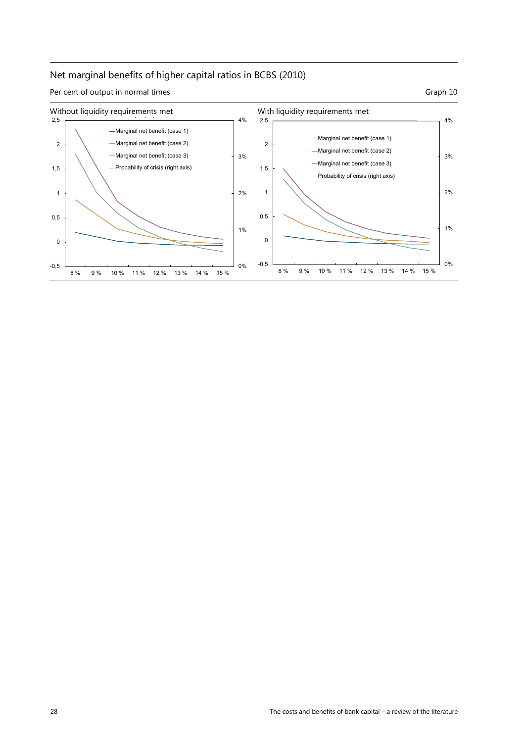## Net marginal benefits of higher capital ratios in BCBS (2010)

Per cent of output in normal times

Graph 10

Without liquidity requirements met

2,5
2
1,5
1
0,5
0
-0,5

4%
3%
2%
1%
0%

Marginal net benefit (case 1)
Marginal net benefit (case 2)
Marginal net benefit (case 3)
Probability of crisis (right axis)

8 % 9 % 10 % 11 % 12 % 13 % 14 % 15 %

With liquidity requirements met

2,5
2
1,5
1
0,5
0
-0,5

4%
3%
2%
1%
0%

Marginal net benefit (case 1)
Marginal net benefit (case 2)
Marginal net benefit (case 3)
Probability of crisis (right axis)

8 % 9 % 10 % 11 % 12 % 13 % 14 % 15 %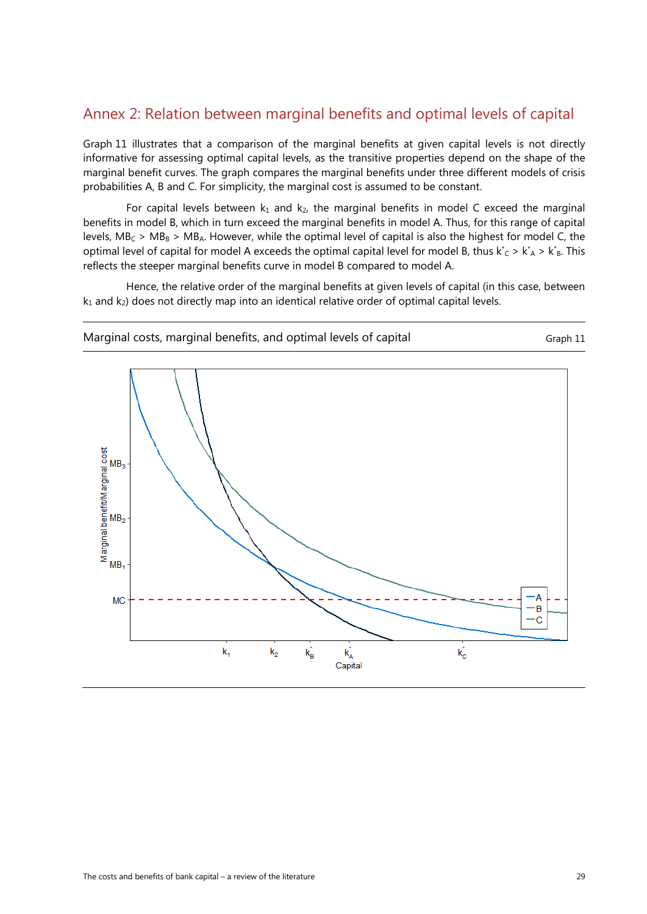## Annex 2: Relation between marginal benefits and optimal levels of capital

Graph 11 illustrates that a comparison of the marginal benefits at given capital levels is not directly informative for assessing optimal capital levels, as the transitive properties depend on the shape of the marginal benefit curves. The graph compares the marginal benefits under three different models of crisis probabilities A, B and C. For simplicity, the marginal cost is assumed to be constant.

For capital levels between $k_1$ and $k_2$, the marginal benefits in model C exceed the marginal benefits in model B, which in turn exceed the marginal benefits in model A. Thus, for this range of capital levels, $MB_C > MB_B > MB_A$. However, while the optimal level of capital is also the highest for model C, the optimal level of capital for model A exceeds the optimal capital level for model B, thus $k^*_C > k^*_A > k^*_B$. This reflects the steeper marginal benefits curve in model B compared to model A.

Hence, the relative order of the marginal benefits at given levels of capital (in this case, between $k_1$ and $k_2$) does not directly map into an identical relative order of optimal capital levels.

Marginal costs, marginal benefits, and optimal levels of capital

Graph 11

Marginal benefit/Marginal cost

$MB_3$

$MB_2$

$MB_1$

MC

$k_1$

$k_2$

$k^*_B$

$k^*_A$

$k^*_C$

Capital

A

B

C